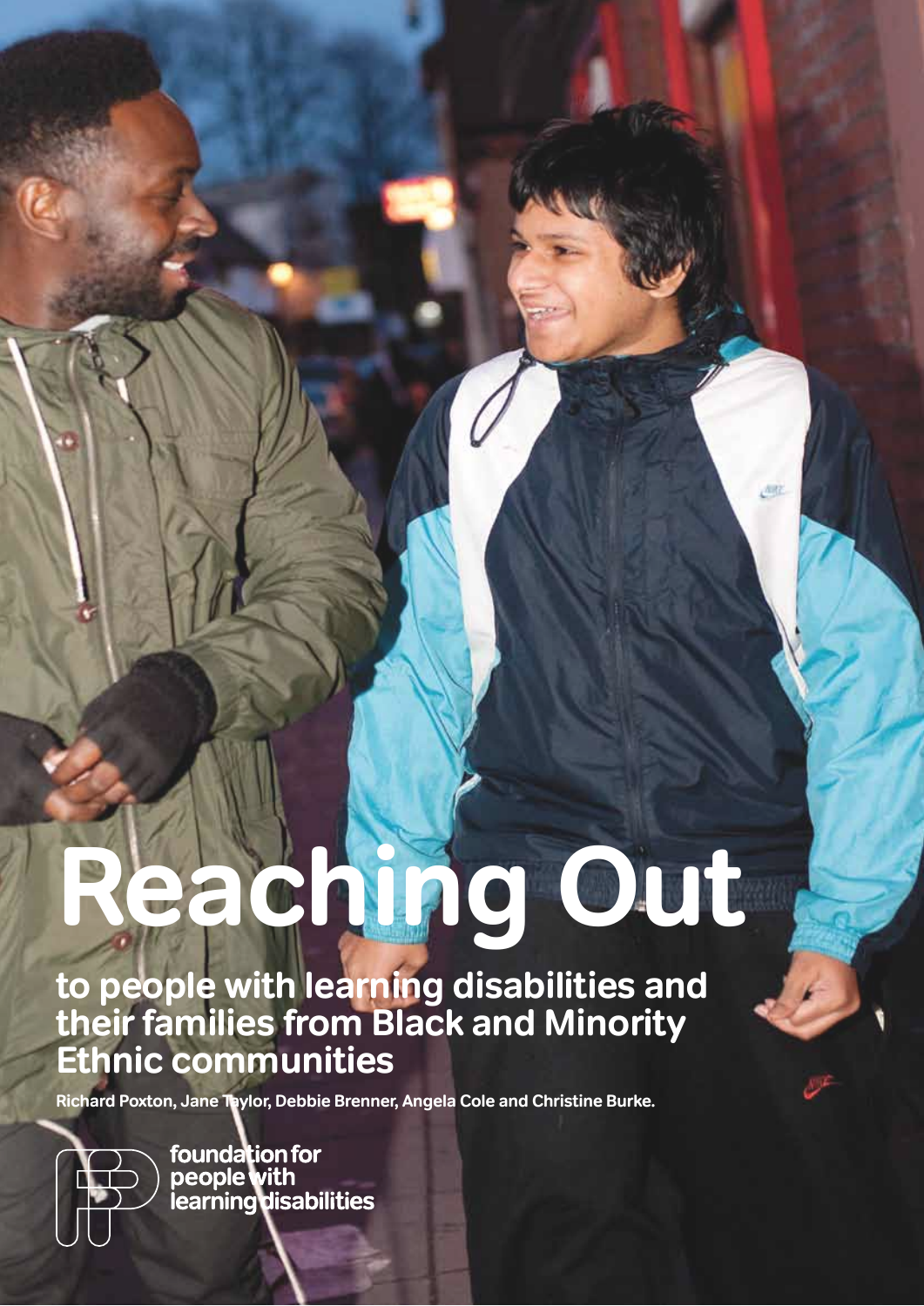# Reaching Out

## to people with learning disabilities and their families from Black and Minority Ethnic communities

**Richard Poxton, Jane Taylor, Debbie Brenner, Angela Cole and Christine Burke.**

foundation for people with learning disabilities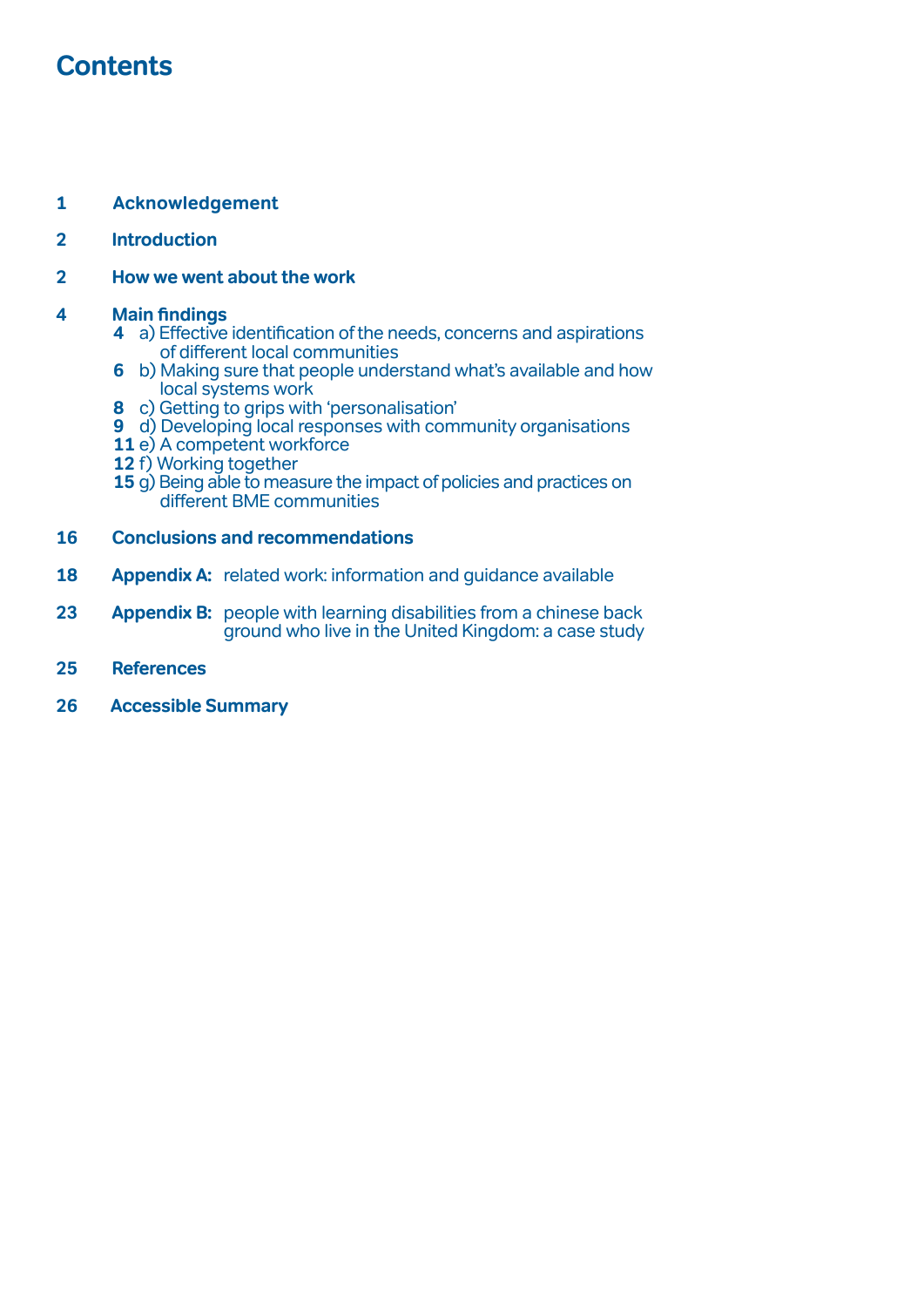# Contents

1 **Acknowledgement**

2 **Introduction**

2 **How we went about the work**

4 **Main findings**

- **4** a) Effective identification of the needs, concerns and aspirations of different local communities
- **6** b) Making sure that people understand what's available and how local systems work
- **8** c) Getting to grips with 'personalisation'
- **9** d) Developing local responses with community organisations
- **11** e) A competent workforce
- **12** f) Working together
- **15** g) Being able to measure the impact of policies and practices on different BME communities

16 **Conclusions and recommendations**

18 **Appendix A:** related work: information and guidance available

23 **Appendix B:** people with learning disabilities from a chinese back ground who live in the United Kingdom: a case study

25 **References**

26 **Accessible Summary**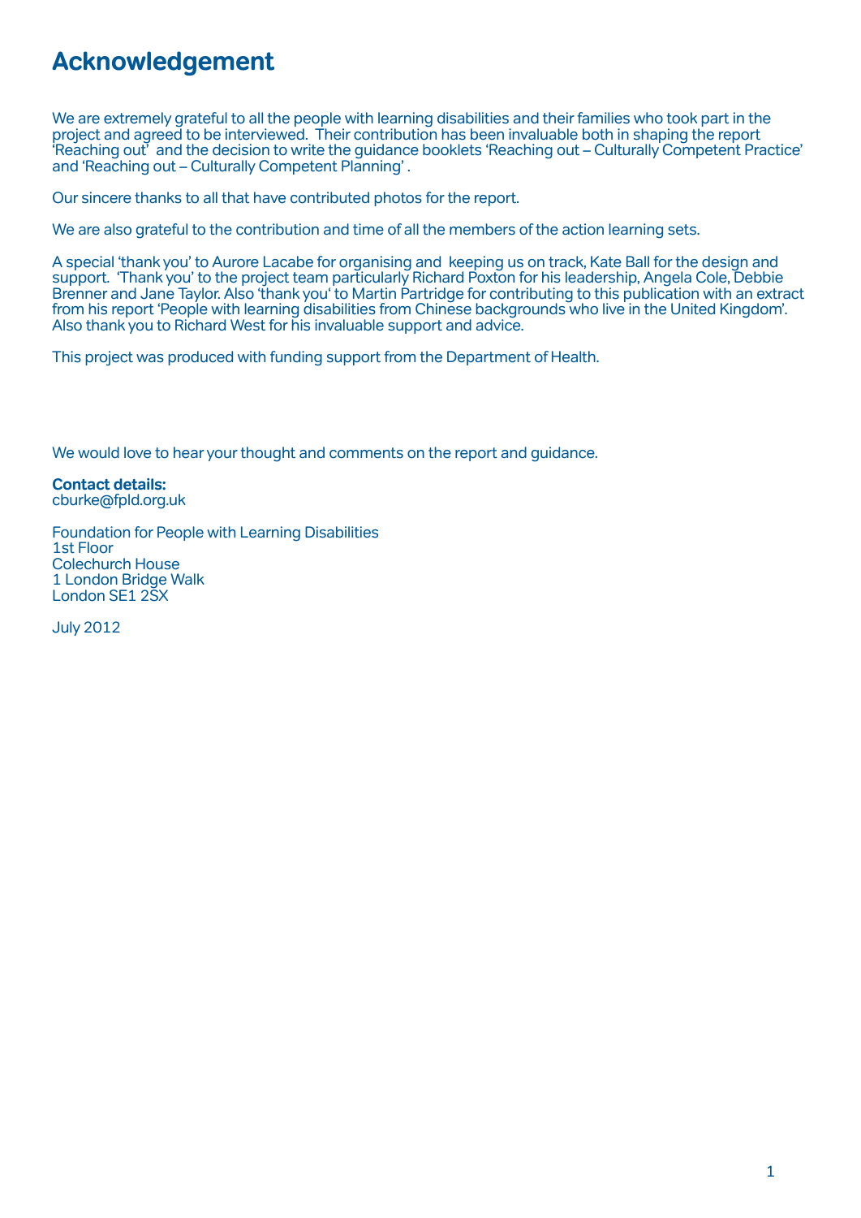# Acknowledgement

We are extremely grateful to all the people with learning disabilities and their families who took part in the project and agreed to be interviewed. Their contribution has been invaluable both in shaping the report 'Reaching out' and the decision to write the guidance booklets 'Reaching out – Culturally Competent Practice' and 'Reaching out – Culturally Competent Planning'.

Our sincere thanks to all that have contributed photos for the report.

We are also grateful to the contribution and time of all the members of the action learning sets.

A special 'thank you' to Aurore Lacabe for organising and keeping us on track, Kate Ball for the design and support. 'Thank you' to the project team particularly Richard Poxton for his leadership, Angela Cole, Debbie Brenner and Jane Taylor. Also 'thank you' to Martin Partridge for contributing to this publication with an extract from his report 'People with learning disabilities from Chinese backgrounds who live in the United Kingdom'. Also thank you to Richard West for his invaluable support and advice.

This project was produced with funding support from the Department of Health.

We would love to hear your thought and comments on the report and guidance.

**Contact details:**
cburke@fpld.org.uk

Foundation for People with Learning Disabilities
1st Floor
Colechurch House
1 London Bridge Walk
London SE1 2SX

July 2012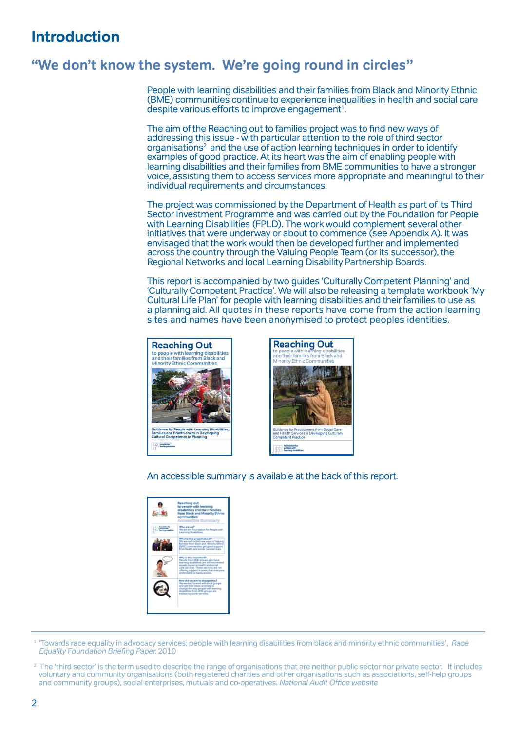# Introduction

## "We don't know the system. We're going round in circles"

People with learning disabilities and their families from Black and Minority Ethnic (BME) communities continue to experience inequalities in health and social care despite various efforts to improve engagement[1].

The aim of the Reaching out to families project was to find new ways of addressing this issue - with particular attention to the role of third sector organisations[2] and the use of action learning techniques in order to identify examples of good practice. At its heart was the aim of enabling people with learning disabilities and their families from BME communities to have a stronger voice, assisting them to access services more appropriate and meaningful to their individual requirements and circumstances.

The project was commissioned by the Department of Health as part of its Third Sector Investment Programme and was carried out by the Foundation for People with Learning Disabilities (FPLD). The work would complement several other initiatives that were underway or about to commence (see Appendix A). It was envisaged that the work would then be developed further and implemented across the country through the Valuing People Team (or its successor), the Regional Networks and local Learning Disability Partnership Boards.

This report is accompanied by two guides 'Culturally Competent Planning' and 'Culturally Competent Practice'. We will also be releasing a template workbook 'My Cultural Life Plan' for people with learning disabilities and their families to use as a planning aid. All quotes in these reports have come from the action learning sites and names have been anonymised to protect peoples identities.

An accessible summary is available at the back of this report.

---

[1] 'Towards race equality in advocacy services: people with learning disabilities from black and minority ethnic communities', *Race Equality Foundation Briefing Paper*, 2010

[2] The 'third sector' is the term used to describe the range of organisations that are neither public sector nor private sector. It includes voluntary and community organisations (both registered charities and other organisations such as associations, self-help groups and community groups), social enterprises, mutuals and co-operatives. *National Audit Office website*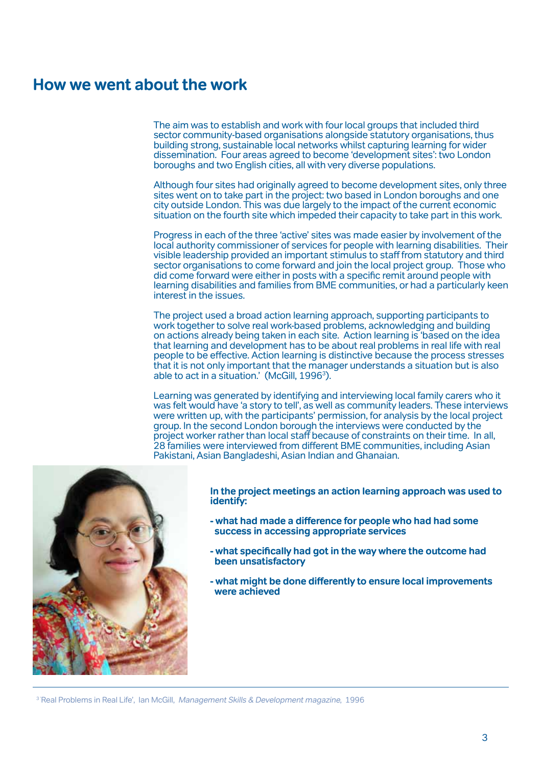## How we went about the work

The aim was to establish and work with four local groups that included third sector community-based organisations alongside statutory organisations, thus building strong, sustainable local networks whilst capturing learning for wider dissemination. Four areas agreed to become 'development sites': two London boroughs and two English cities, all with very diverse populations.

Although four sites had originally agreed to become development sites, only three sites went on to take part in the project: two based in London boroughs and one city outside London. This was due largely to the impact of the current economic situation on the fourth site which impeded their capacity to take part in this work.

Progress in each of the three 'active' sites was made easier by involvement of the local authority commissioner of services for people with learning disabilities. Their visible leadership provided an important stimulus to staff from statutory and third sector organisations to come forward and join the local project group. Those who did come forward were either in posts with a specific remit around people with learning disabilities and families from BME communities, or had a particularly keen interest in the issues.

The project used a broad action learning approach, supporting participants to work together to solve real work-based problems, acknowledging and building on actions already being taken in each site. Action learning is 'based on the idea that learning and development has to be about real problems in real life with real people to be effective. Action learning is distinctive because the process stresses that it is not only important that the manager understands a situation but is also able to act in a situation.' (McGill, 1996[3]).

Learning was generated by identifying and interviewing local family carers who it was felt would have 'a story to tell', as well as community leaders. These interviews were written up, with the participants' permission, for analysis by the local project group. In the second London borough the interviews were conducted by the project worker rather than local staff because of constraints on their time. In all, 28 families were interviewed from different BME communities, including Asian Pakistani, Asian Bangladeshi, Asian Indian and Ghanaian.

**In the project meetings an action learning approach was used to identify:**

- **what had made a difference for people who had had some success in accessing appropriate services**
- **what specifically had got in the way where the outcome had been unsatisfactory**
- **what might be done differently to ensure local improvements were achieved**

[3] 'Real Problems in Real Life', Ian McGill, *Management Skills & Development magazine*, 1996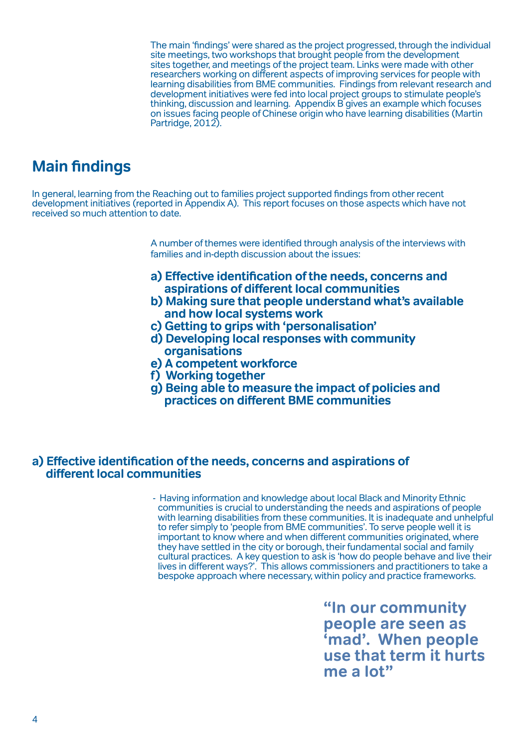The main 'findings' were shared as the project progressed, through the individual site meetings, two workshops that brought people from the development sites together, and meetings of the project team. Links were made with other researchers working on different aspects of improving services for people with learning disabilities from BME communities. Findings from relevant research and development initiatives were fed into local project groups to stimulate people's thinking, discussion and learning. Appendix B gives an example which focuses on issues facing people of Chinese origin who have learning disabilities (Martin Partridge, 2012).

## Main findings

In general, learning from the Reaching out to families project supported findings from other recent development initiatives (reported in Appendix A). This report focuses on those aspects which have not received so much attention to date.

A number of themes were identified through analysis of the interviews with families and in-depth discussion about the issues:

**a) Effective identification of the needs, concerns and aspirations of different local communities**
**b) Making sure that people understand what's available and how local systems work**
**c) Getting to grips with 'personalisation'**
**d) Developing local responses with community organisations**
**e) A competent workforce**
**f) Working together**
**g) Being able to measure the impact of policies and practices on different BME communities**

### a) Effective identification of the needs, concerns and aspirations of different local communities

- Having information and knowledge about local Black and Minority Ethnic communities is crucial to understanding the needs and aspirations of people with learning disabilities from these communities. It is inadequate and unhelpful to refer simply to 'people from BME communities'. To serve people well it is important to know where and when different communities originated, where they have settled in the city or borough, their fundamental social and family cultural practices. A key question to ask is 'how do people behave and live their lives in different ways?'. This allows commissioners and practitioners to take a bespoke approach where necessary, within policy and practice frameworks.

**"In our community people are seen as 'mad'. When people use that term it hurts me a lot"**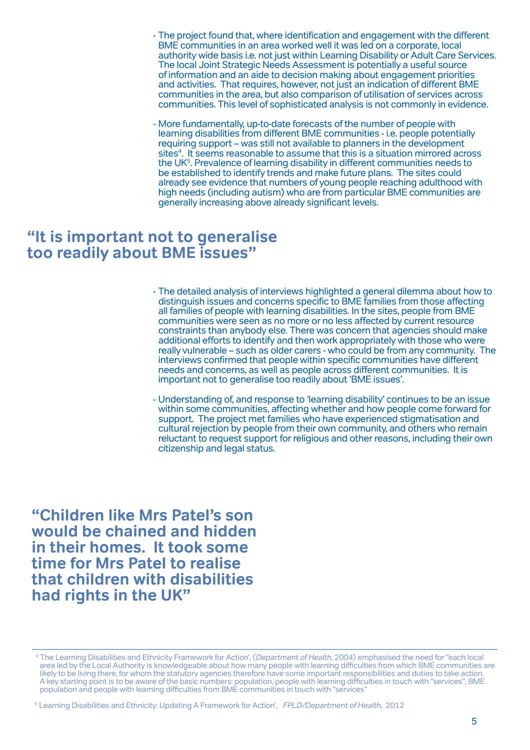- The project found that, where identification and engagement with the different BME communities in an area worked well it was led on a corporate, local authority wide basis i.e. not just within Learning Disability or Adult Care Services. The local Joint Strategic Needs Assessment is potentially a useful source of information and an aide to decision making about engagement priorities and activities. That requires, however, not just an indication of different BME communities in the area, but also comparison of utilisation of services across communities. This level of sophisticated analysis is not commonly in evidence.

- More fundamentally, up-to-date forecasts of the number of people with learning disabilities from different BME communities - i.e. people potentially requiring support – was still not available to planners in the development sites[4]. It seems reasonable to assume that this is a situation mirrored across the UK[5]. Prevalence of learning disability in different communities needs to be established to identify trends and make future plans. The sites could already see evidence that numbers of young people reaching adulthood with high needs (including autism) who are from particular BME communities are generally increasing above already significant levels.

**"It is important not to generalise too readily about BME issues"**

- The detailed analysis of interviews highlighted a general dilemma about how to distinguish issues and concerns specific to BME families from those affecting all families of people with learning disabilities. In the sites, people from BME communities were seen as no more or no less affected by current resource constraints than anybody else. There was concern that agencies should make additional efforts to identify and then work appropriately with those who were really vulnerable – such as older carers - who could be from any community. The interviews confirmed that people within specific communities have different needs and concerns, as well as people across different communities. It is important not to generalise too readily about 'BME issues'.

- Understanding of, and response to 'learning disability' continues to be an issue within some communities, affecting whether and how people come forward for support. The project met families who have experienced stigmatisation and cultural rejection by people from their own community, and others who remain reluctant to request support for religious and other reasons, including their own citizenship and legal status.

**"Children like Mrs Patel's son would be chained and hidden in their homes. It took some time for Mrs Patel to realise that children with disabilities had rights in the UK"**

---

[4] 'The Learning Disabilities and Ethnicity Framework for Action', (*Department of Health*, 2004) emphasised the need for "each local area led by the Local Authority is knowledgeable about how many people with learning difficulties from which BME communities are likely to be living there, for whom the statutory agencies therefore have some important responsibilities and duties to take action. A key starting point is to be aware of the basic numbers: population, people with learning difficulties in touch with "services", BME population and people with learning difficulties from BME communities in touch with "services"

[5] 'Learning Disabilities and Ethnicity: Updating A Framework for Action', *FPLD/Department of Health*, 2012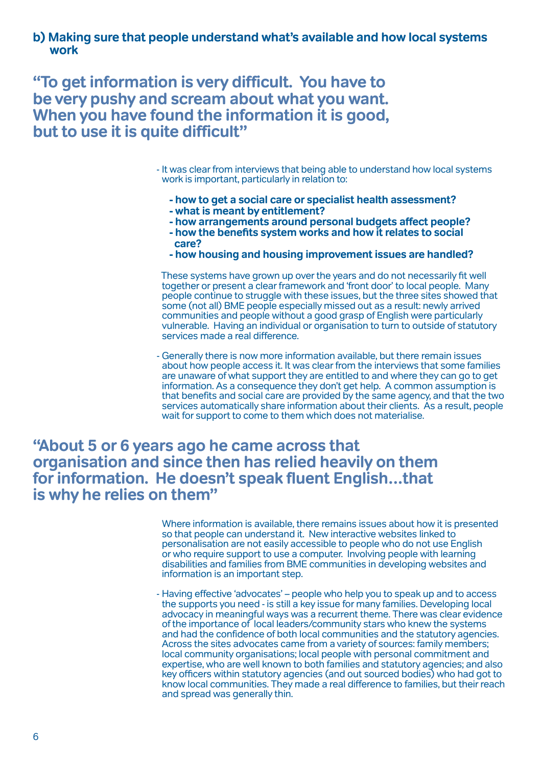### b) Making sure that people understand what's available and how local systems work

> **"To get information is very difficult. You have to be very pushy and scream about what you want. When you have found the information it is good, but to use it is quite difficult"**

- It was clear from interviews that being able to understand how local systems work is important, particularly in relation to:

  - **how to get a social care or specialist health assessment?**
  - **what is meant by entitlement?**
  - **how arrangements around personal budgets affect people?**
  - **how the benefits system works and how it relates to social care?**
  - **how housing and housing improvement issues are handled?**

  These systems have grown up over the years and do not necessarily fit well together or present a clear framework and 'front door' to local people. Many people continue to struggle with these issues, but the three sites showed that some (not all) BME people especially missed out as a result: newly arrived communities and people without a good grasp of English were particularly vulnerable. Having an individual or organisation to turn to outside of statutory services made a real difference.

- Generally there is now more information available, but there remain issues about how people access it. It was clear from the interviews that some families are unaware of what support they are entitled to and where they can go to get information. As a consequence they don't get help. A common assumption is that benefits and social care are provided by the same agency, and that the two services automatically share information about their clients. As a result, people wait for support to come to them which does not materialise.

> **"About 5 or 6 years ago he came across that organisation and since then has relied heavily on them for information. He doesn't speak fluent English…that is why he relies on them"**

Where information is available, there remains issues about how it is presented so that people can understand it. New interactive websites linked to personalisation are not easily accessible to people who do not use English or who require support to use a computer. Involving people with learning disabilities and families from BME communities in developing websites and information is an important step.

- Having effective 'advocates' – people who help you to speak up and to access the supports you need - is still a key issue for many families. Developing local advocacy in meaningful ways was a recurrent theme. There was clear evidence of the importance of local leaders/community stars who knew the systems and had the confidence of both local communities and the statutory agencies. Across the sites advocates came from a variety of sources: family members; local community organisations; local people with personal commitment and expertise, who are well known to both families and statutory agencies; and also key officers within statutory agencies (and out sourced bodies) who had got to know local communities. They made a real difference to families, but their reach and spread was generally thin.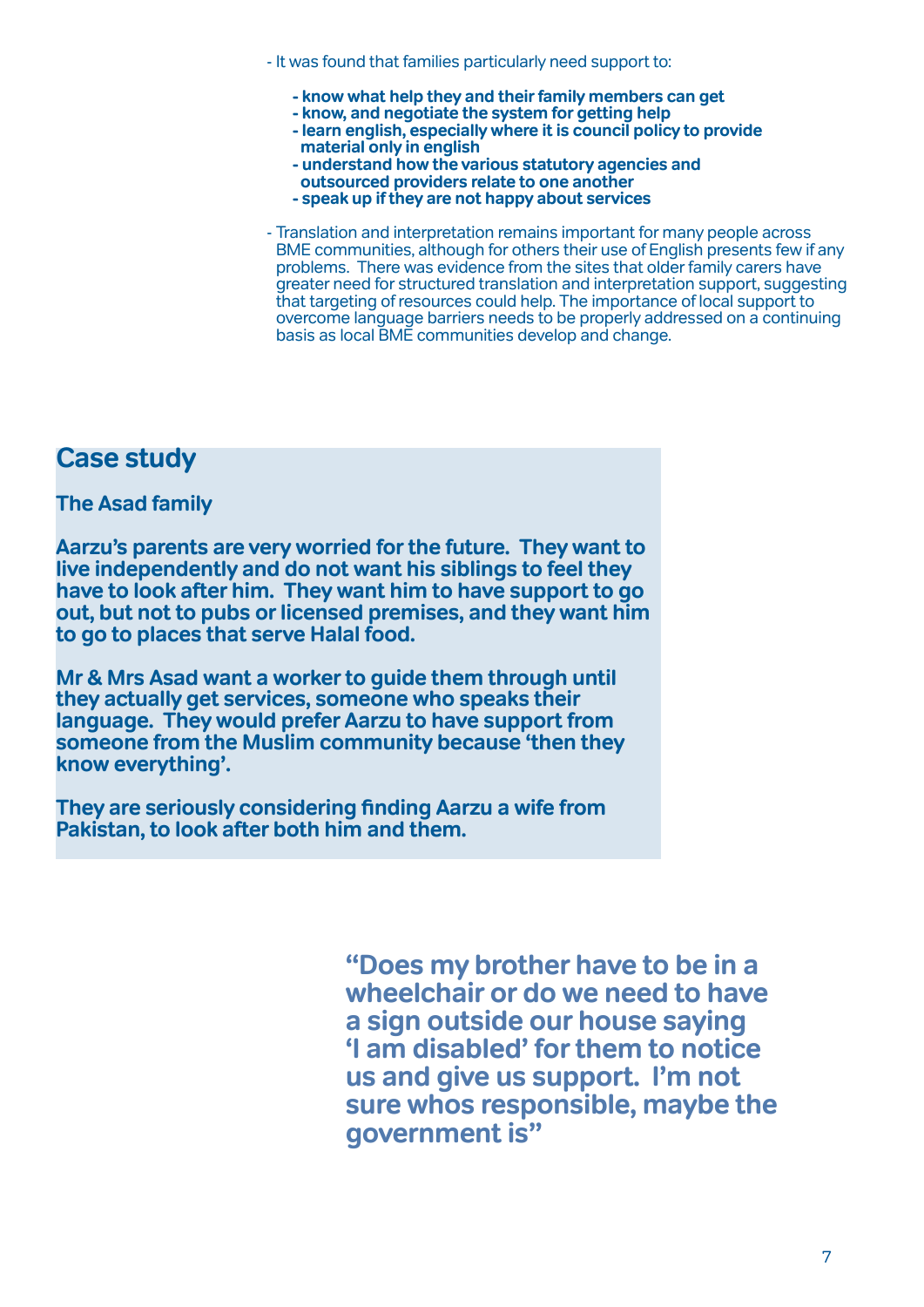- It was found that families particularly need support to:

  - **know what help they and their family members can get**
  - **know, and negotiate the system for getting help**
  - **learn english, especially where it is council policy to provide material only in english**
  - **understand how the various statutory agencies and outsourced providers relate to one another**
  - **speak up if they are not happy about services**

- Translation and interpretation remains important for many people across BME communities, although for others their use of English presents few if any problems. There was evidence from the sites that older family carers have greater need for structured translation and interpretation support, suggesting that targeting of resources could help. The importance of local support to overcome language barriers needs to be properly addressed on a continuing basis as local BME communities develop and change.

## Case study

**The Asad family**

**Aarzu's parents are very worried for the future. They want to live independently and do not want his siblings to feel they have to look after him. They want him to have support to go out, but not to pubs or licensed premises, and they want him to go to places that serve Halal food.**

**Mr & Mrs Asad want a worker to guide them through until they actually get services, someone who speaks their language. They would prefer Aarzu to have support from someone from the Muslim community because 'then they know everything'.**

**They are seriously considering finding Aarzu a wife from Pakistan, to look after both him and them.**

**"Does my brother have to be in a wheelchair or do we need to have a sign outside our house saying 'I am disabled' for them to notice us and give us support. I'm not sure whos responsible, maybe the government is"**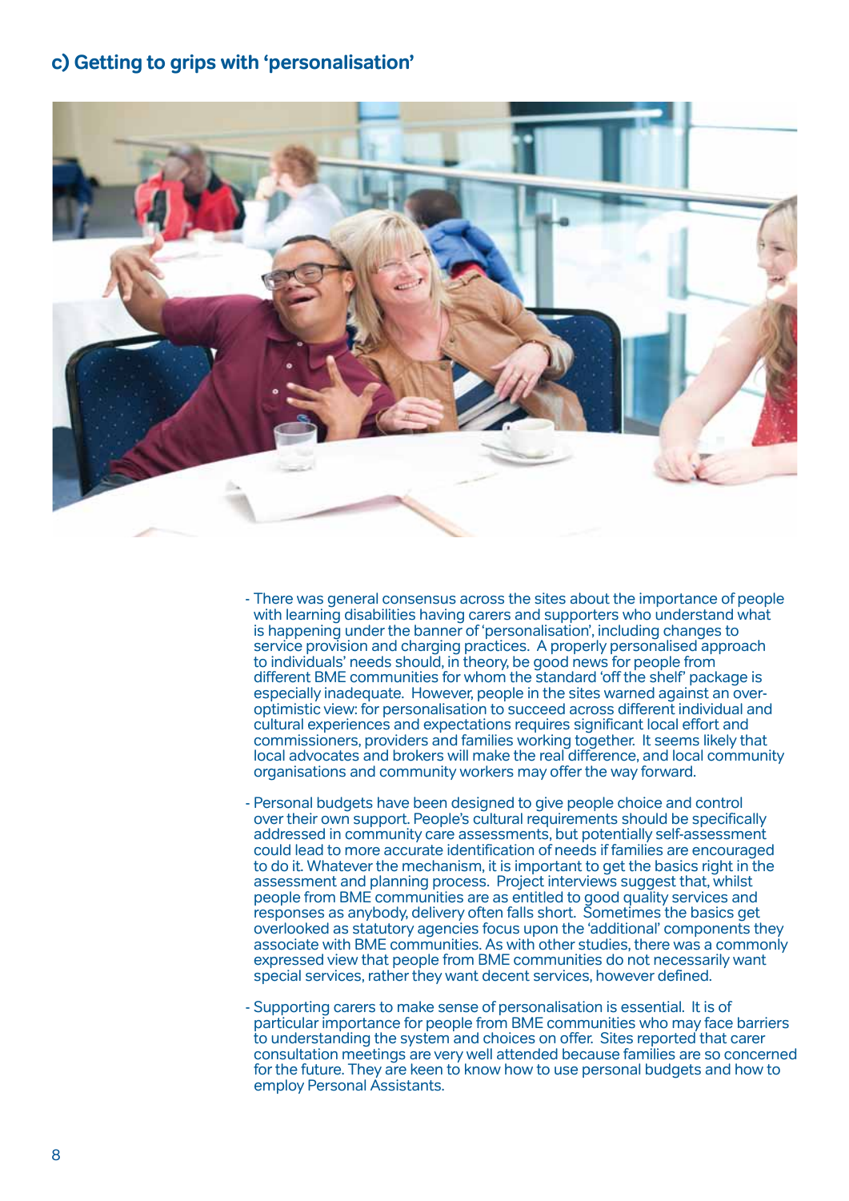### c) Getting to grips with 'personalisation'

- There was general consensus across the sites about the importance of people with learning disabilities having carers and supporters who understand what is happening under the banner of 'personalisation', including changes to service provision and charging practices. A properly personalised approach to individuals' needs should, in theory, be good news for people from different BME communities for whom the standard 'off the shelf' package is especially inadequate. However, people in the sites warned against an over-optimistic view: for personalisation to succeed across different individual and cultural experiences and expectations requires significant local effort and commissioners, providers and families working together. It seems likely that local advocates and brokers will make the real difference, and local community organisations and community workers may offer the way forward.

- Personal budgets have been designed to give people choice and control over their own support. People's cultural requirements should be specifically addressed in community care assessments, but potentially self-assessment could lead to more accurate identification of needs if families are encouraged to do it. Whatever the mechanism, it is important to get the basics right in the assessment and planning process. Project interviews suggest that, whilst people from BME communities are as entitled to good quality services and responses as anybody, delivery often falls short. Sometimes the basics get overlooked as statutory agencies focus upon the 'additional' components they associate with BME communities. As with other studies, there was a commonly expressed view that people from BME communities do not necessarily want special services, rather they want decent services, however defined.

- Supporting carers to make sense of personalisation is essential. It is of particular importance for people from BME communities who may face barriers to understanding the system and choices on offer. Sites reported that carer consultation meetings are very well attended because families are so concerned for the future. They are keen to know how to use personal budgets and how to employ Personal Assistants.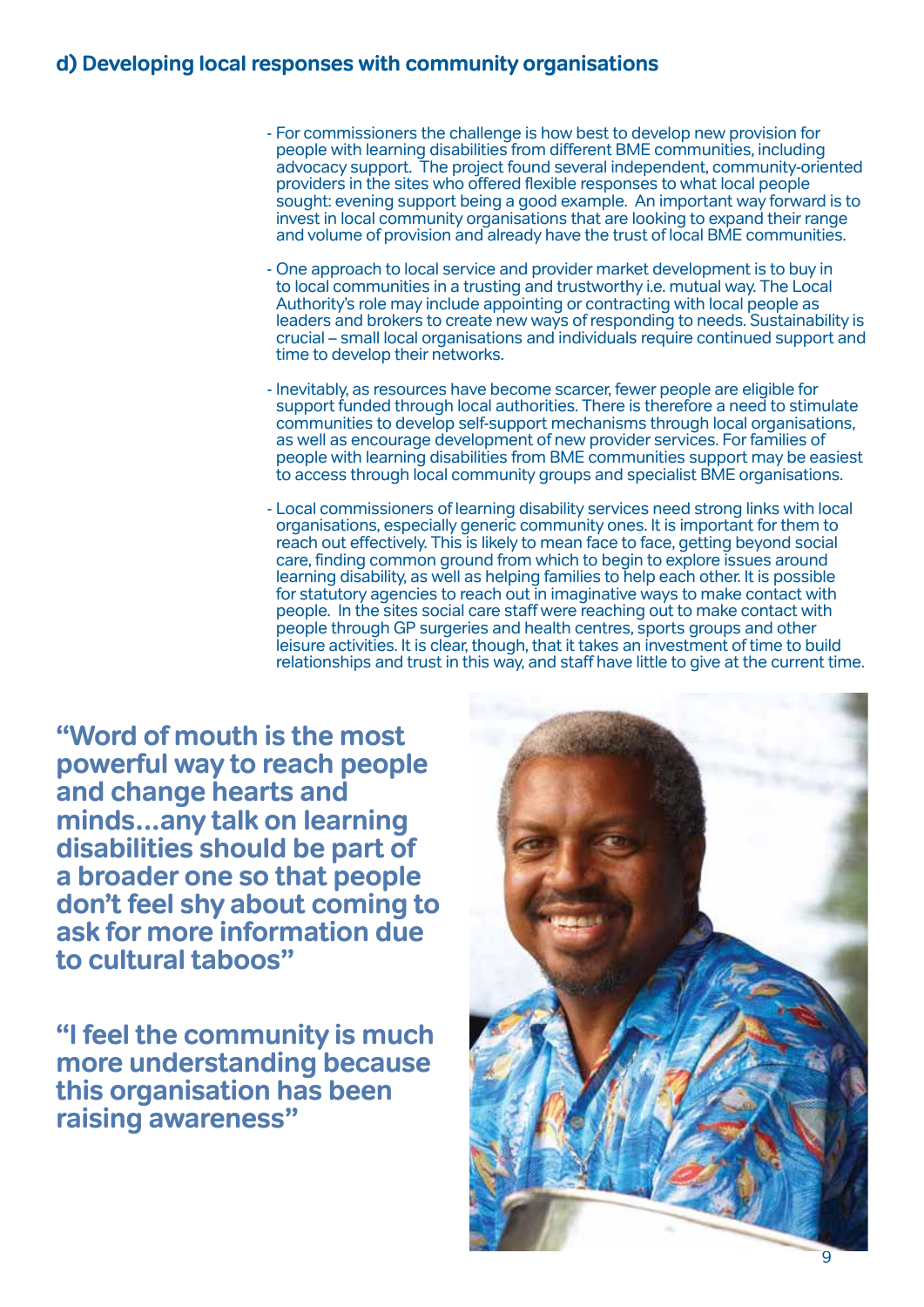### d) Developing local responses with community organisations

- For commissioners the challenge is how best to develop new provision for people with learning disabilities from different BME communities, including advocacy support. The project found several independent, community-oriented providers in the sites who offered flexible responses to what local people sought: evening support being a good example. An important way forward is to invest in local community organisations that are looking to expand their range and volume of provision and already have the trust of local BME communities.

- One approach to local service and provider market development is to buy in to local communities in a trusting and trustworthy i.e. mutual way. The Local Authority's role may include appointing or contracting with local people as leaders and brokers to create new ways of responding to needs. Sustainability is crucial – small local organisations and individuals require continued support and time to develop their networks.

- Inevitably, as resources have become scarcer, fewer people are eligible for support funded through local authorities. There is therefore a need to stimulate communities to develop self-support mechanisms through local organisations, as well as encourage development of new provider services. For families of people with learning disabilities from BME communities support may be easiest to access through local community groups and specialist BME organisations.

- Local commissioners of learning disability services need strong links with local organisations, especially generic community ones. It is important for them to reach out effectively. This is likely to mean face to face, getting beyond social care, finding common ground from which to begin to explore issues around learning disability, as well as helping families to help each other. It is possible for statutory agencies to reach out in imaginative ways to make contact with people. In the sites social care staff were reaching out to make contact with people through GP surgeries and health centres, sports groups and other leisure activities. It is clear, though, that it takes an investment of time to build relationships and trust in this way, and staff have little to give at the current time.

**"Word of mouth is the most powerful way to reach people and change hearts and minds…any talk on learning disabilities should be part of a broader one so that people don't feel shy about coming to ask for more information due to cultural taboos"**

**"I feel the community is much more understanding because this organisation has been raising awareness"**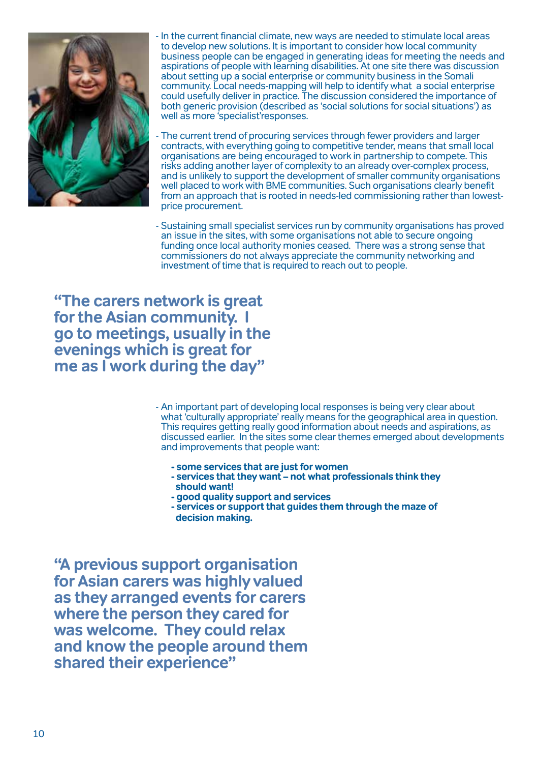- In the current financial climate, new ways are needed to stimulate local areas to develop new solutions. It is important to consider how local community business people can be engaged in generating ideas for meeting the needs and aspirations of people with learning disabilities. At one site there was discussion about setting up a social enterprise or community business in the Somali community. Local needs-mapping will help to identify what a social enterprise could usefully deliver in practice. The discussion considered the importance of both generic provision (described as 'social solutions for social situations') as well as more 'specialist'responses.

- The current trend of procuring services through fewer providers and larger contracts, with everything going to competitive tender, means that small local organisations are being encouraged to work in partnership to compete. This risks adding another layer of complexity to an already over-complex process, and is unlikely to support the development of smaller community organisations well placed to work with BME communities. Such organisations clearly benefit from an approach that is rooted in needs-led commissioning rather than lowest-price procurement.

- Sustaining small specialist services run by community organisations has proved an issue in the sites, with some organisations not able to secure ongoing funding once local authority monies ceased. There was a strong sense that commissioners do not always appreciate the community networking and investment of time that is required to reach out to people.

**"The carers network is great for the Asian community. I go to meetings, usually in the evenings which is great for me as I work during the day"**

- An important part of developing local responses is being very clear about what 'culturally appropriate' really means for the geographical area in question. This requires getting really good information about needs and aspirations, as discussed earlier. In the sites some clear themes emerged about developments and improvements that people want:

  - **some services that are just for women**
  - **services that they want – not what professionals think they should want!**
  - **good quality support and services**
  - **services or support that guides them through the maze of decision making.**

**"A previous support organisation for Asian carers was highly valued as they arranged events for carers where the person they cared for was welcome. They could relax and know the people around them shared their experience"**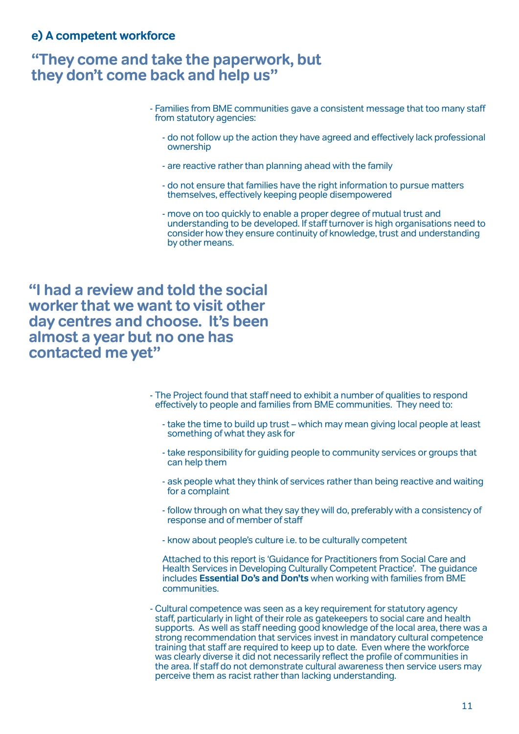### e) A competent workforce

## "They come and take the paperwork, but they don't come back and help us"

- Families from BME communities gave a consistent message that too many staff from statutory agencies:
  - do not follow up the action they have agreed and effectively lack professional ownership
  - are reactive rather than planning ahead with the family
  - do not ensure that families have the right information to pursue matters themselves, effectively keeping people disempowered
  - move on too quickly to enable a proper degree of mutual trust and understanding to be developed. If staff turnover is high organisations need to consider how they ensure continuity of knowledge, trust and understanding by other means.

## "I had a review and told the social worker that we want to visit other day centres and choose. It's been almost a year but no one has contacted me yet"

- The Project found that staff need to exhibit a number of qualities to respond effectively to people and families from BME communities. They need to:
  - take the time to build up trust – which may mean giving local people at least something of what they ask for
  - take responsibility for guiding people to community services or groups that can help them
  - ask people what they think of services rather than being reactive and waiting for a complaint
  - follow through on what they say they will do, preferably with a consistency of response and of member of staff
  - know about people's culture i.e. to be culturally competent

  Attached to this report is 'Guidance for Practitioners from Social Care and Health Services in Developing Culturally Competent Practice'. The guidance includes **Essential Do's and Don'ts** when working with families from BME communities.

- Cultural competence was seen as a key requirement for statutory agency staff, particularly in light of their role as gatekeepers to social care and health supports. As well as staff needing good knowledge of the local area, there was a strong recommendation that services invest in mandatory cultural competence training that staff are required to keep up to date. Even where the workforce was clearly diverse it did not necessarily reflect the profile of communities in the area. If staff do not demonstrate cultural awareness then service users may perceive them as racist rather than lacking understanding.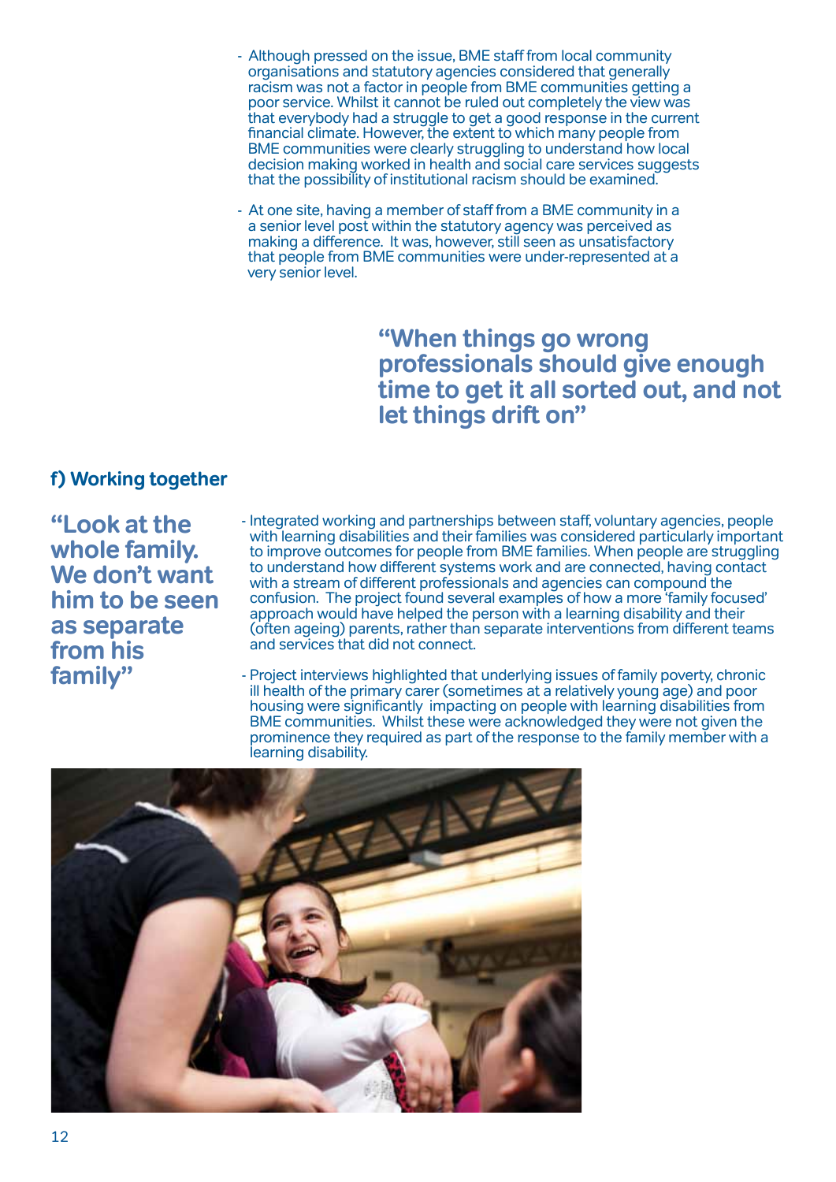- Although pressed on the issue, BME staff from local community organisations and statutory agencies considered that generally racism was not a factor in people from BME communities getting a poor service. Whilst it cannot be ruled out completely the view was that everybody had a struggle to get a good response in the current financial climate. However, the extent to which many people from BME communities were clearly struggling to understand how local decision making worked in health and social care services suggests that the possibility of institutional racism should be examined.

- At one site, having a member of staff from a BME community in a a senior level post within the statutory agency was perceived as making a difference. It was, however, still seen as unsatisfactory that people from BME communities were under-represented at a very senior level.

**"When things go wrong professionals should give enough time to get it all sorted out, and not let things drift on"**

## f) Working together

**"Look at the whole family. We don't want him to be seen as separate from his family"**

- Integrated working and partnerships between staff, voluntary agencies, people with learning disabilities and their families was considered particularly important to improve outcomes for people from BME families. When people are struggling to understand how different systems work and are connected, having contact with a stream of different professionals and agencies can compound the confusion. The project found several examples of how a more 'family focused' approach would have helped the person with a learning disability and their (often ageing) parents, rather than separate interventions from different teams and services that did not connect.

- Project interviews highlighted that underlying issues of family poverty, chronic ill health of the primary carer (sometimes at a relatively young age) and poor housing were significantly impacting on people with learning disabilities from BME communities. Whilst these were acknowledged they were not given the prominence they required as part of the response to the family member with a learning disability.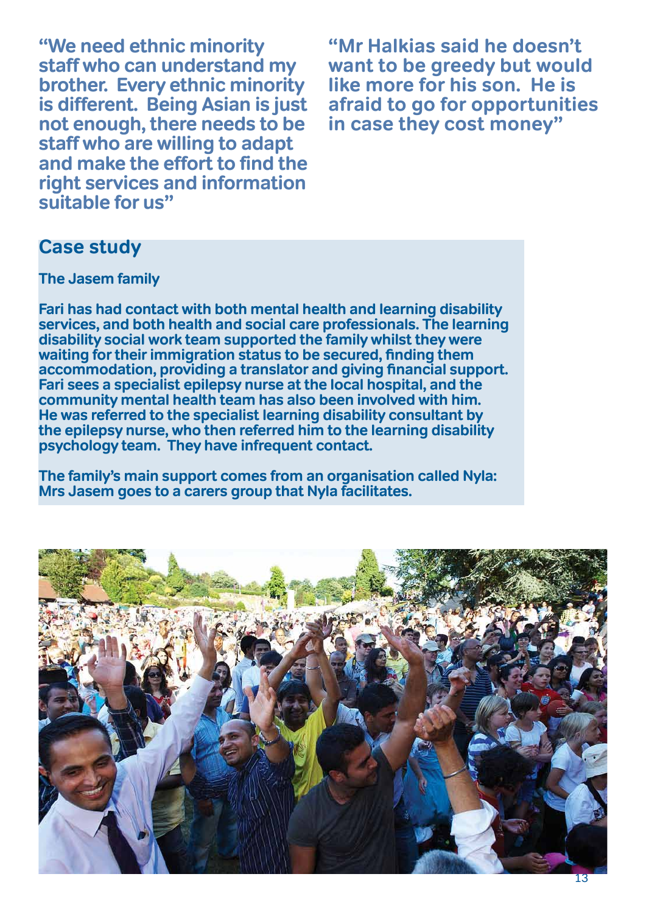**"We need ethnic minority staff who can understand my brother. Every ethnic minority is different. Being Asian is just not enough, there needs to be staff who are willing to adapt and make the effort to find the right services and information suitable for us"**

**"Mr Halkias said he doesn't want to be greedy but would like more for his son. He is afraid to go for opportunities in case they cost money"**

## Case study

### The Jasem family

Fari has had contact with both mental health and learning disability services, and both health and social care professionals. The learning disability social work team supported the family whilst they were waiting for their immigration status to be secured, finding them accommodation, providing a translator and giving financial support. Fari sees a specialist epilepsy nurse at the local hospital, and the community mental health team has also been involved with him. He was referred to the specialist learning disability consultant by the epilepsy nurse, who then referred him to the learning disability psychology team. They have infrequent contact.

The family's main support comes from an organisation called Nyla: Mrs Jasem goes to a carers group that Nyla facilitates.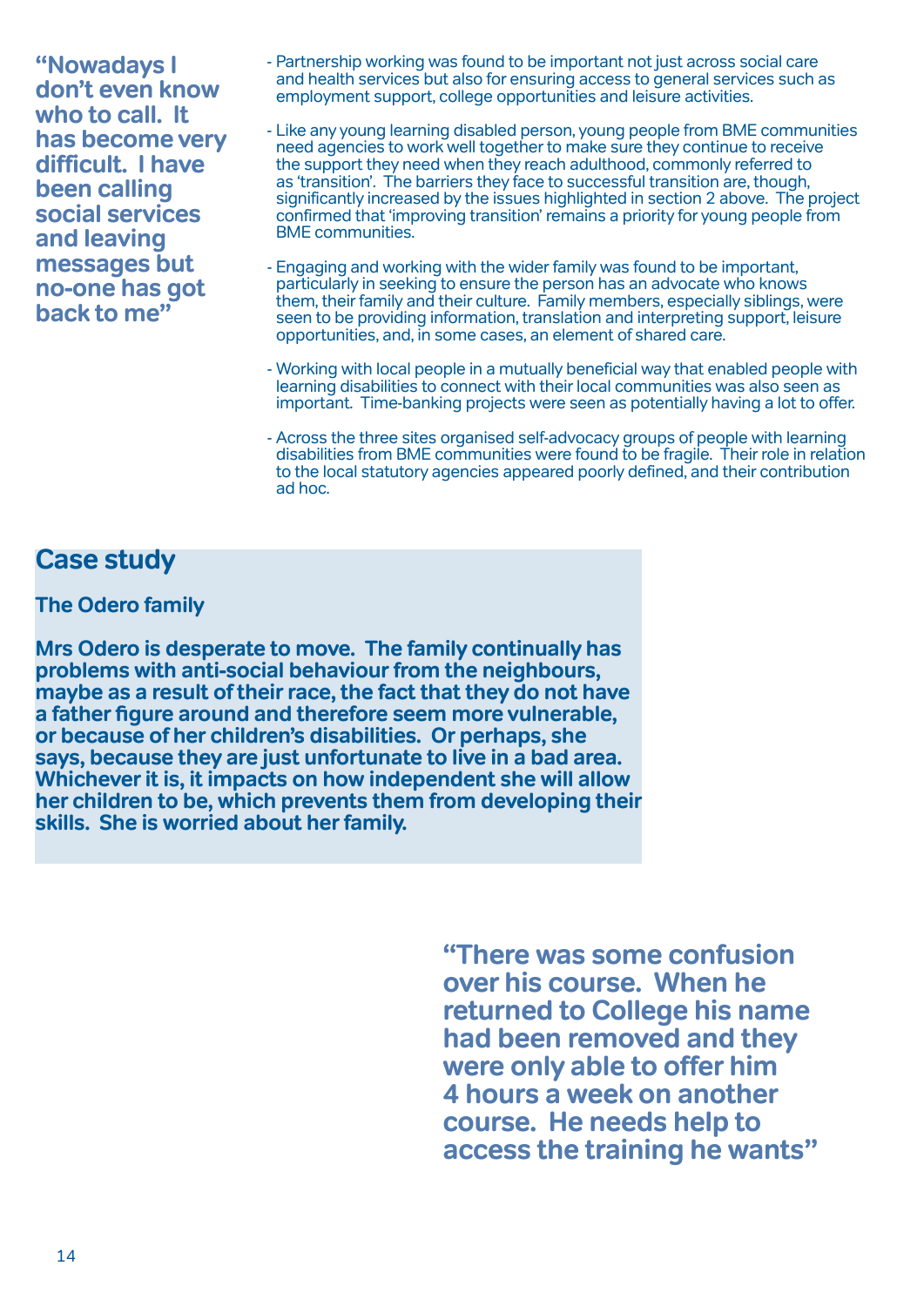**“Nowadays I don’t even know who to call. It has become very difficult. I have been calling social services and leaving messages but no-one has got back to me”**

- Partnership working was found to be important not just across social care and health services but also for ensuring access to general services such as employment support, college opportunities and leisure activities.

- Like any young learning disabled person, young people from BME communities need agencies to work well together to make sure they continue to receive the support they need when they reach adulthood, commonly referred to as ‘transition’. The barriers they face to successful transition are, though, significantly increased by the issues highlighted in section 2 above. The project confirmed that ‘improving transition’ remains a priority for young people from BME communities.

- Engaging and working with the wider family was found to be important, particularly in seeking to ensure the person has an advocate who knows them, their family and their culture. Family members, especially siblings, were seen to be providing information, translation and interpreting support, leisure opportunities, and, in some cases, an element of shared care.

- Working with local people in a mutually beneficial way that enabled people with learning disabilities to connect with their local communities was also seen as important. Time-banking projects were seen as potentially having a lot to offer.

- Across the three sites organised self-advocacy groups of people with learning disabilities from BME communities were found to be fragile. Their role in relation to the local statutory agencies appeared poorly defined, and their contribution ad hoc.

## Case study

### The Odero family

**Mrs Odero is desperate to move. The family continually has problems with anti-social behaviour from the neighbours, maybe as a result of their race, the fact that they do not have a father figure around and therefore seem more vulnerable, or because of her children’s disabilities. Or perhaps, she says, because they are just unfortunate to live in a bad area. Whichever it is, it impacts on how independent she will allow her children to be, which prevents them from developing their skills. She is worried about her family.**

**“There was some confusion over his course. When he returned to College his name had been removed and they were only able to offer him 4 hours a week on another course. He needs help to access the training he wants”**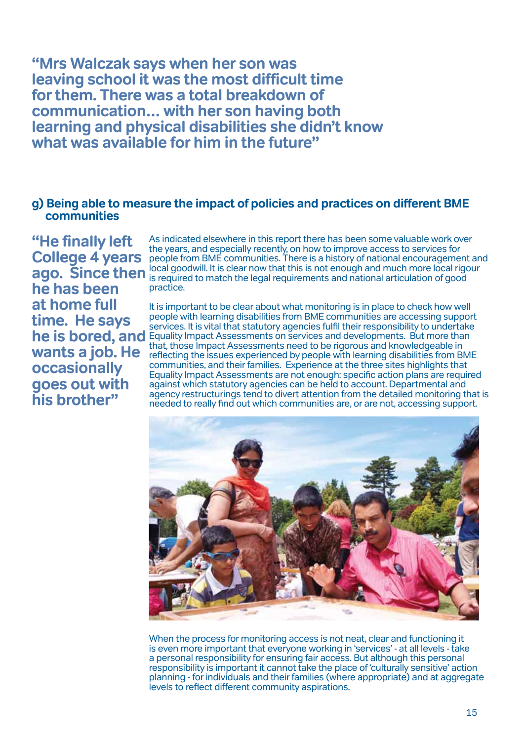**"Mrs Walczak says when her son was leaving school it was the most difficult time for them. There was a total breakdown of communication... with her son having both learning and physical disabilities she didn't know what was available for him in the future"**

### g) Being able to measure the impact of policies and practices on different BME communities

**"He finally left College 4 years ago. Since then he has been at home full time. He says he is bored, and wants a job. He occasionally goes out with his brother"**

As indicated elsewhere in this report there has been some valuable work over the years, and especially recently, on how to improve access to services for people from BME communities. There is a history of national encouragement and local goodwill. It is clear now that this is not enough and much more local rigour is required to match the legal requirements and national articulation of good practice.

It is important to be clear about what monitoring is in place to check how well people with learning disabilities from BME communities are accessing support services. It is vital that statutory agencies fulfil their responsibility to undertake Equality Impact Assessments on services and developments. But more than that, those Impact Assessments need to be rigorous and knowledgeable in reflecting the issues experienced by people with learning disabilities from BME communities, and their families. Experience at the three sites highlights that Equality Impact Assessments are not enough: specific action plans are required against which statutory agencies can be held to account. Departmental and agency restructurings tend to divert attention from the detailed monitoring that is needed to really find out which communities are, or are not, accessing support.

When the process for monitoring access is not neat, clear and functioning it is even more important that everyone working in 'services' - at all levels - take a personal responsibility for ensuring fair access. But although this personal responsibility is important it cannot take the place of 'culturally sensitive' action planning - for individuals and their families (where appropriate) and at aggregate levels to reflect different community aspirations.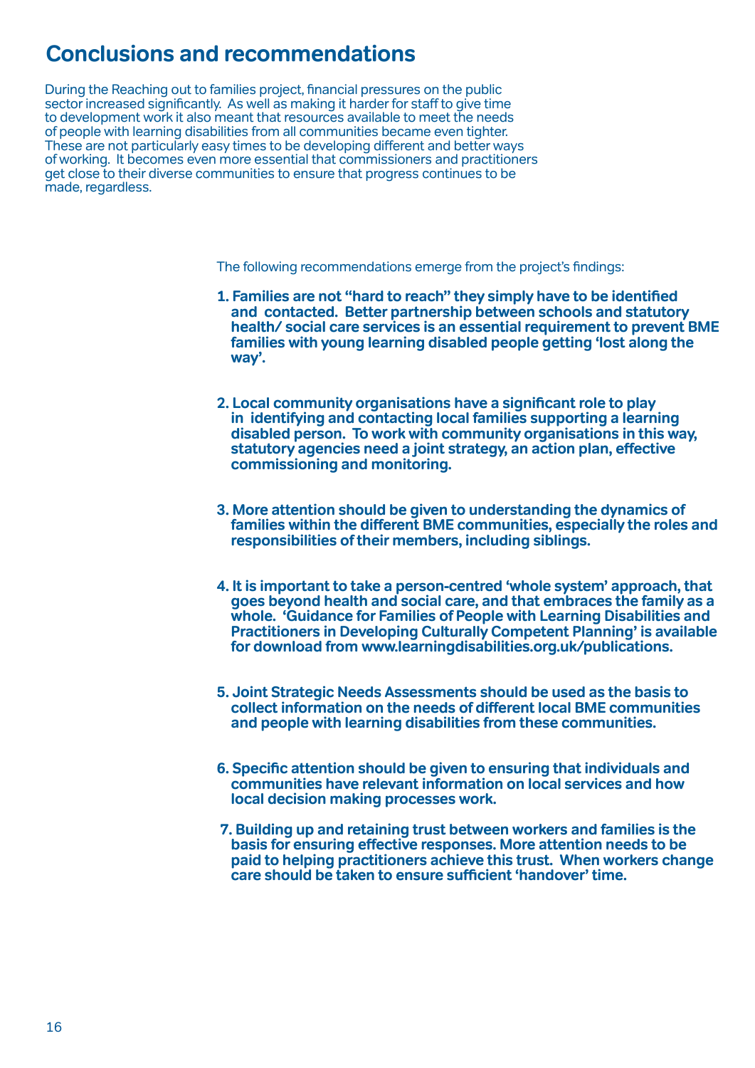## Conclusions and recommendations

During the Reaching out to families project, financial pressures on the public sector increased significantly. As well as making it harder for staff to give time to development work it also meant that resources available to meet the needs of people with learning disabilities from all communities became even tighter. These are not particularly easy times to be developing different and better ways of working. It becomes even more essential that commissioners and practitioners get close to their diverse communities to ensure that progress continues to be made, regardless.

The following recommendations emerge from the project's findings:

1. **Families are not "hard to reach" they simply have to be identified and contacted. Better partnership between schools and statutory health/ social care services is an essential requirement to prevent BME families with young learning disabled people getting 'lost along the way'.**

2. **Local community organisations have a significant role to play in identifying and contacting local families supporting a learning disabled person. To work with community organisations in this way, statutory agencies need a joint strategy, an action plan, effective commissioning and monitoring.**

3. **More attention should be given to understanding the dynamics of families within the different BME communities, especially the roles and responsibilities of their members, including siblings.**

4. **It is important to take a person-centred 'whole system' approach, that goes beyond health and social care, and that embraces the family as a whole. 'Guidance for Families of People with Learning Disabilities and Practitioners in Developing Culturally Competent Planning' is available for download from www.learningdisabilities.org.uk/publications.**

5. **Joint Strategic Needs Assessments should be used as the basis to collect information on the needs of different local BME communities and people with learning disabilities from these communities.**

6. **Specific attention should be given to ensuring that individuals and communities have relevant information on local services and how local decision making processes work.**

7. **Building up and retaining trust between workers and families is the basis for ensuring effective responses. More attention needs to be paid to helping practitioners achieve this trust. When workers change care should be taken to ensure sufficient 'handover' time.**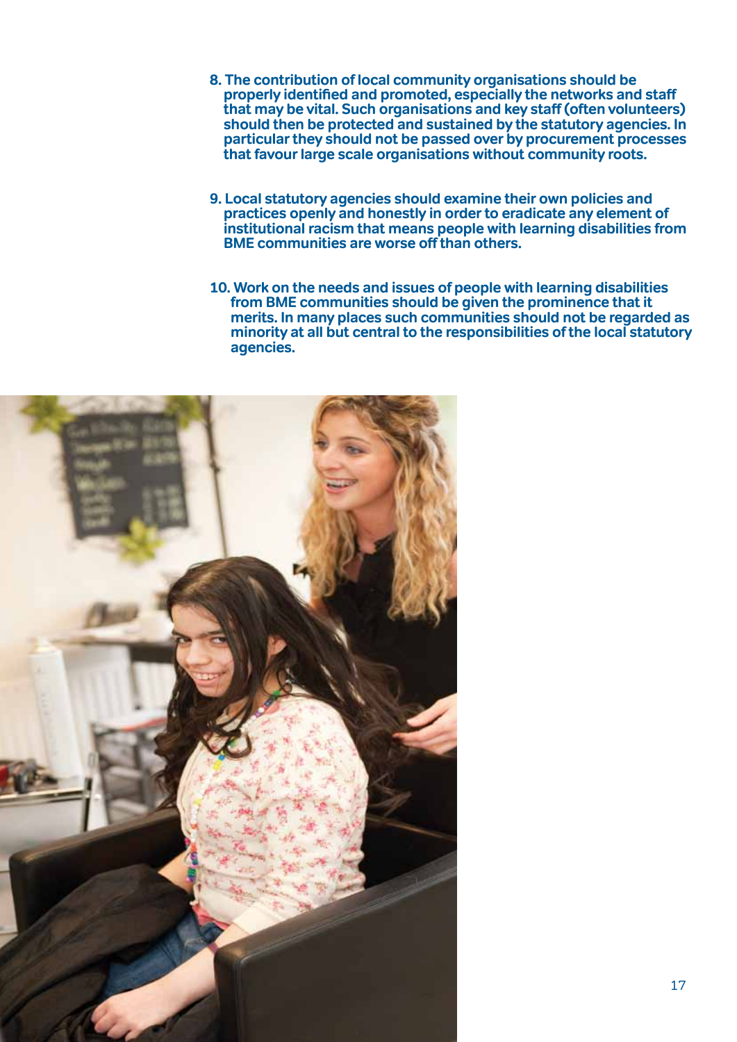8. The contribution of local community organisations should be properly identified and promoted, especially the networks and staff that may be vital. Such organisations and key staff (often volunteers) should then be protected and sustained by the statutory agencies. In particular they should not be passed over by procurement processes that favour large scale organisations without community roots.

9. Local statutory agencies should examine their own policies and practices openly and honestly in order to eradicate any element of institutional racism that means people with learning disabilities from BME communities are worse off than others.

10. Work on the needs and issues of people with learning disabilities from BME communities should be given the prominence that it merits. In many places such communities should not be regarded as minority at all but central to the responsibilities of the local statutory agencies.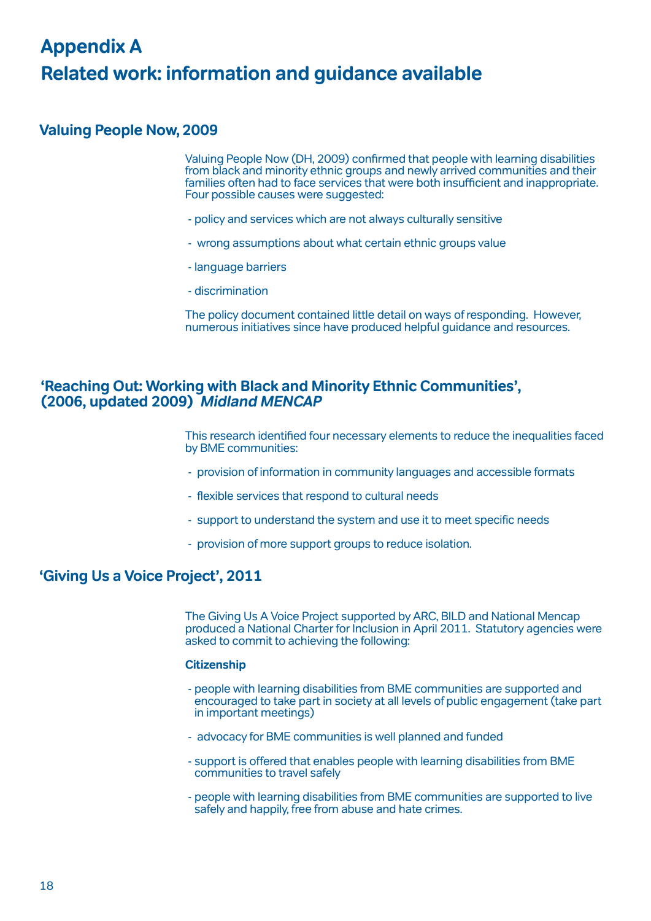# Appendix A
# Related work: information and guidance available

## Valuing People Now, 2009

Valuing People Now (DH, 2009) confirmed that people with learning disabilities from black and minority ethnic groups and newly arrived communities and their families often had to face services that were both insufficient and inappropriate. Four possible causes were suggested:

- policy and services which are not always culturally sensitive
- wrong assumptions about what certain ethnic groups value
- language barriers
- discrimination

The policy document contained little detail on ways of responding. However, numerous initiatives since have produced helpful guidance and resources.

## 'Reaching Out: Working with Black and Minority Ethnic Communities', (2006, updated 2009) *Midland MENCAP*

This research identified four necessary elements to reduce the inequalities faced by BME communities:

- provision of information in community languages and accessible formats
- flexible services that respond to cultural needs
- support to understand the system and use it to meet specific needs
- provision of more support groups to reduce isolation.

## 'Giving Us a Voice Project', 2011

The Giving Us A Voice Project supported by ARC, BILD and National Mencap produced a National Charter for Inclusion in April 2011. Statutory agencies were asked to commit to achieving the following:

**Citizenship**

- people with learning disabilities from BME communities are supported and encouraged to take part in society at all levels of public engagement (take part in important meetings)
- advocacy for BME communities is well planned and funded
- support is offered that enables people with learning disabilities from BME communities to travel safely
- people with learning disabilities from BME communities are supported to live safely and happily, free from abuse and hate crimes.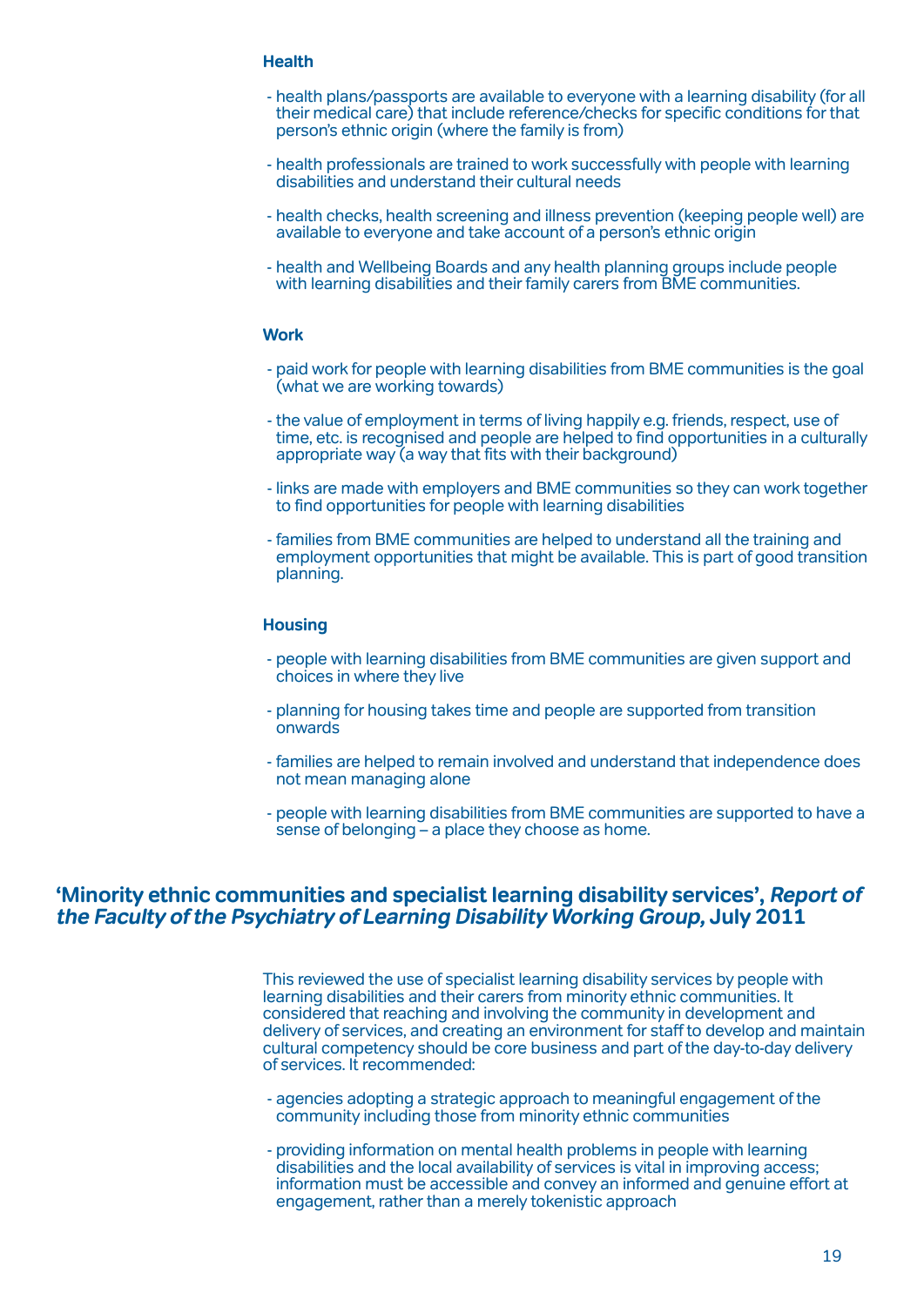### Health

- health plans/passports are available to everyone with a learning disability (for all their medical care) that include reference/checks for specific conditions for that person's ethnic origin (where the family is from)

- health professionals are trained to work successfully with people with learning disabilities and understand their cultural needs

- health checks, health screening and illness prevention (keeping people well) are available to everyone and take account of a person's ethnic origin

- health and Wellbeing Boards and any health planning groups include people with learning disabilities and their family carers from BME communities.

### Work

- paid work for people with learning disabilities from BME communities is the goal (what we are working towards)

- the value of employment in terms of living happily e.g. friends, respect, use of time, etc. is recognised and people are helped to find opportunities in a culturally appropriate way (a way that fits with their background)

- links are made with employers and BME communities so they can work together to find opportunities for people with learning disabilities

- families from BME communities are helped to understand all the training and employment opportunities that might be available. This is part of good transition planning.

### Housing

- people with learning disabilities from BME communities are given support and choices in where they live

- planning for housing takes time and people are supported from transition onwards

- families are helped to remain involved and understand that independence does not mean managing alone

- people with learning disabilities from BME communities are supported to have a sense of belonging – a place they choose as home.

## 'Minority ethnic communities and specialist learning disability services', *Report of the Faculty of the Psychiatry of Learning Disability Working Group,* July 2011

This reviewed the use of specialist learning disability services by people with learning disabilities and their carers from minority ethnic communities. It considered that reaching and involving the community in development and delivery of services, and creating an environment for staff to develop and maintain cultural competency should be core business and part of the day-to-day delivery of services. It recommended:

- agencies adopting a strategic approach to meaningful engagement of the community including those from minority ethnic communities

- providing information on mental health problems in people with learning disabilities and the local availability of services is vital in improving access; information must be accessible and convey an informed and genuine effort at engagement, rather than a merely tokenistic approach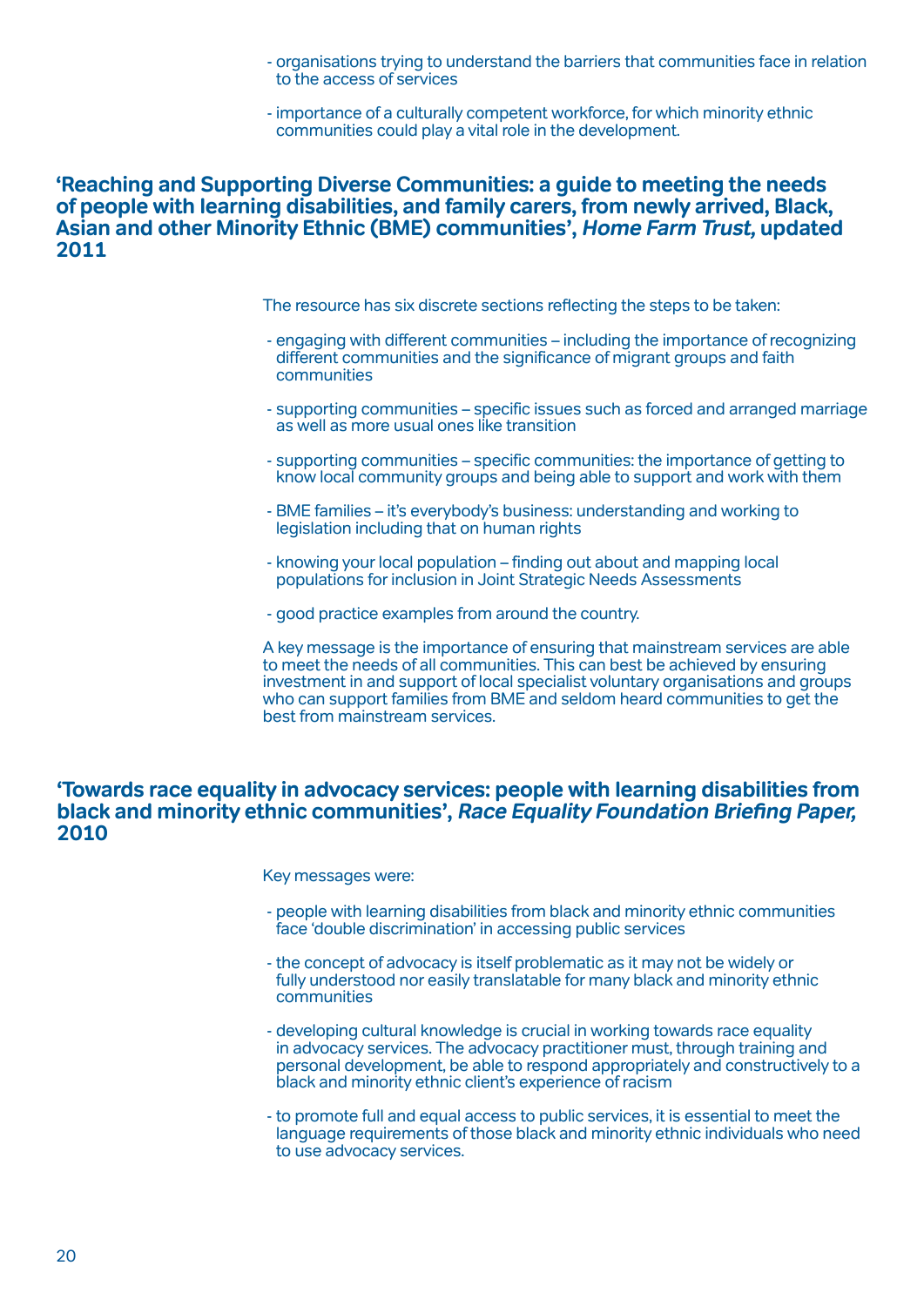- organisations trying to understand the barriers that communities face in relation to the access of services
- importance of a culturally competent workforce, for which minority ethnic communities could play a vital role in the development.

## 'Reaching and Supporting Diverse Communities: a guide to meeting the needs of people with learning disabilities, and family carers, from newly arrived, Black, Asian and other Minority Ethnic (BME) communities', *Home Farm Trust,* updated 2011

The resource has six discrete sections reflecting the steps to be taken:

- engaging with different communities – including the importance of recognizing different communities and the significance of migrant groups and faith communities
- supporting communities – specific issues such as forced and arranged marriage as well as more usual ones like transition
- supporting communities – specific communities: the importance of getting to know local community groups and being able to support and work with them
- BME families – it's everybody's business: understanding and working to legislation including that on human rights
- knowing your local population – finding out about and mapping local populations for inclusion in Joint Strategic Needs Assessments
- good practice examples from around the country.

A key message is the importance of ensuring that mainstream services are able to meet the needs of all communities. This can best be achieved by ensuring investment in and support of local specialist voluntary organisations and groups who can support families from BME and seldom heard communities to get the best from mainstream services.

## 'Towards race equality in advocacy services: people with learning disabilities from black and minority ethnic communities', *Race Equality Foundation Briefing Paper,* 2010

Key messages were:

- people with learning disabilities from black and minority ethnic communities face 'double discrimination' in accessing public services
- the concept of advocacy is itself problematic as it may not be widely or fully understood nor easily translatable for many black and minority ethnic communities
- developing cultural knowledge is crucial in working towards race equality in advocacy services. The advocacy practitioner must, through training and personal development, be able to respond appropriately and constructively to a black and minority ethnic client's experience of racism
- to promote full and equal access to public services, it is essential to meet the language requirements of those black and minority ethnic individuals who need to use advocacy services.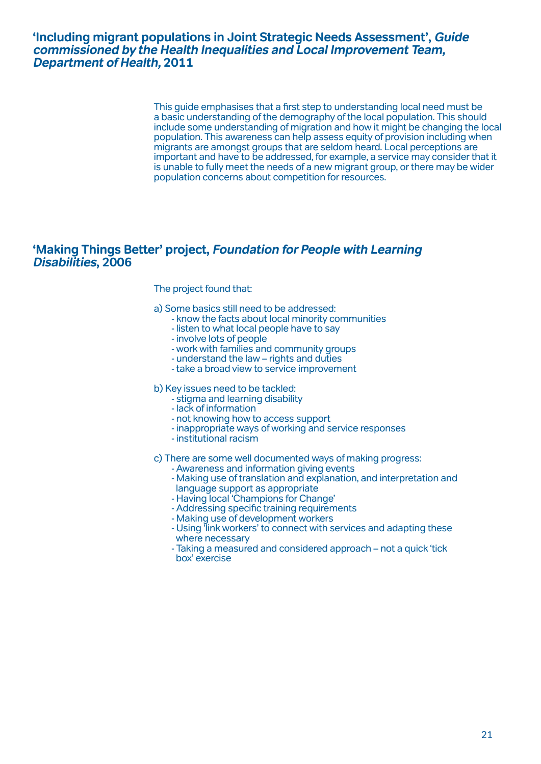## 'Including migrant populations in Joint Strategic Needs Assessment', *Guide commissioned by the Health Inequalities and Local Improvement Team, Department of Health,* 2011

This guide emphasises that a first step to understanding local need must be a basic understanding of the demography of the local population. This should include some understanding of migration and how it might be changing the local population. This awareness can help assess equity of provision including when migrants are amongst groups that are seldom heard. Local perceptions are important and have to be addressed, for example, a service may consider that it is unable to fully meet the needs of a new migrant group, or there may be wider population concerns about competition for resources.

## 'Making Things Better' project, *Foundation for People with Learning Disabilities*, 2006

The project found that:

a) Some basics still need to be addressed:

- know the facts about local minority communities
- listen to what local people have to say
- involve lots of people
- work with families and community groups
- understand the law – rights and duties
- take a broad view to service improvement

b) Key issues need to be tackled:

- stigma and learning disability
- lack of information
- not knowing how to access support
- inappropriate ways of working and service responses
- institutional racism

c) There are some well documented ways of making progress:

- Awareness and information giving events
- Making use of translation and explanation, and interpretation and language support as appropriate
- Having local 'Champions for Change'
- Addressing specific training requirements
- Making use of development workers
- Using 'link workers' to connect with services and adapting these where necessary
- Taking a measured and considered approach – not a quick 'tick box' exercise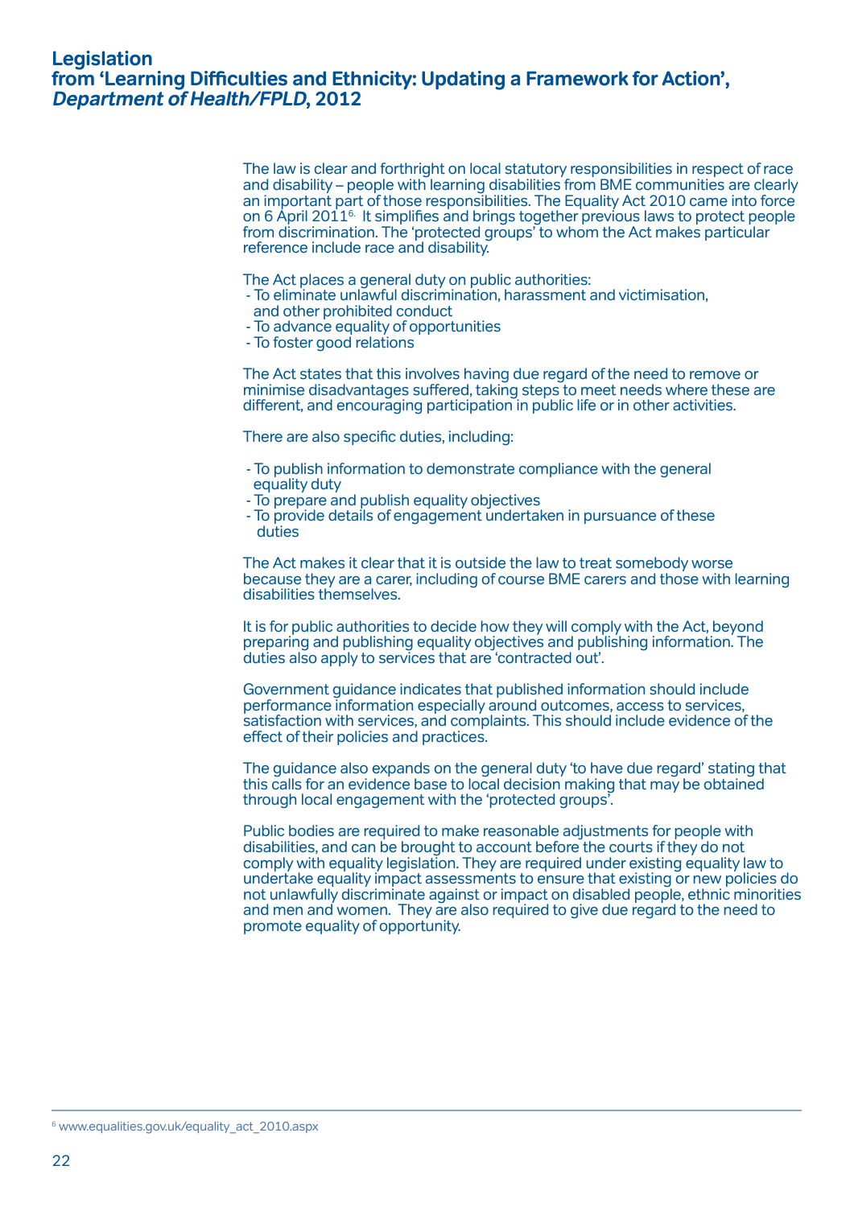## Legislation
## from 'Learning Difficulties and Ethnicity: Updating a Framework for Action', *Department of Health/FPLD*, 2012

The law is clear and forthright on local statutory responsibilities in respect of race and disability – people with learning disabilities from BME communities are clearly an important part of those responsibilities. The Equality Act 2010 came into force on 6 April 2011[6]. It simplifies and brings together previous laws to protect people from discrimination. The 'protected groups' to whom the Act makes particular reference include race and disability.

The Act places a general duty on public authorities:

- To eliminate unlawful discrimination, harassment and victimisation, and other prohibited conduct
- To advance equality of opportunities
- To foster good relations

The Act states that this involves having due regard of the need to remove or minimise disadvantages suffered, taking steps to meet needs where these are different, and encouraging participation in public life or in other activities.

There are also specific duties, including:

- To publish information to demonstrate compliance with the general equality duty
- To prepare and publish equality objectives
- To provide details of engagement undertaken in pursuance of these duties

The Act makes it clear that it is outside the law to treat somebody worse because they are a carer, including of course BME carers and those with learning disabilities themselves.

It is for public authorities to decide how they will comply with the Act, beyond preparing and publishing equality objectives and publishing information. The duties also apply to services that are 'contracted out'.

Government guidance indicates that published information should include performance information especially around outcomes, access to services, satisfaction with services, and complaints. This should include evidence of the effect of their policies and practices.

The guidance also expands on the general duty 'to have due regard' stating that this calls for an evidence base to local decision making that may be obtained through local engagement with the 'protected groups'.

Public bodies are required to make reasonable adjustments for people with disabilities, and can be brought to account before the courts if they do not comply with equality legislation. They are required under existing equality law to undertake equality impact assessments to ensure that existing or new policies do not unlawfully discriminate against or impact on disabled people, ethnic minorities and men and women. They are also required to give due regard to the need to promote equality of opportunity.

[6] www.equalities.gov.uk/equality_act_2010.aspx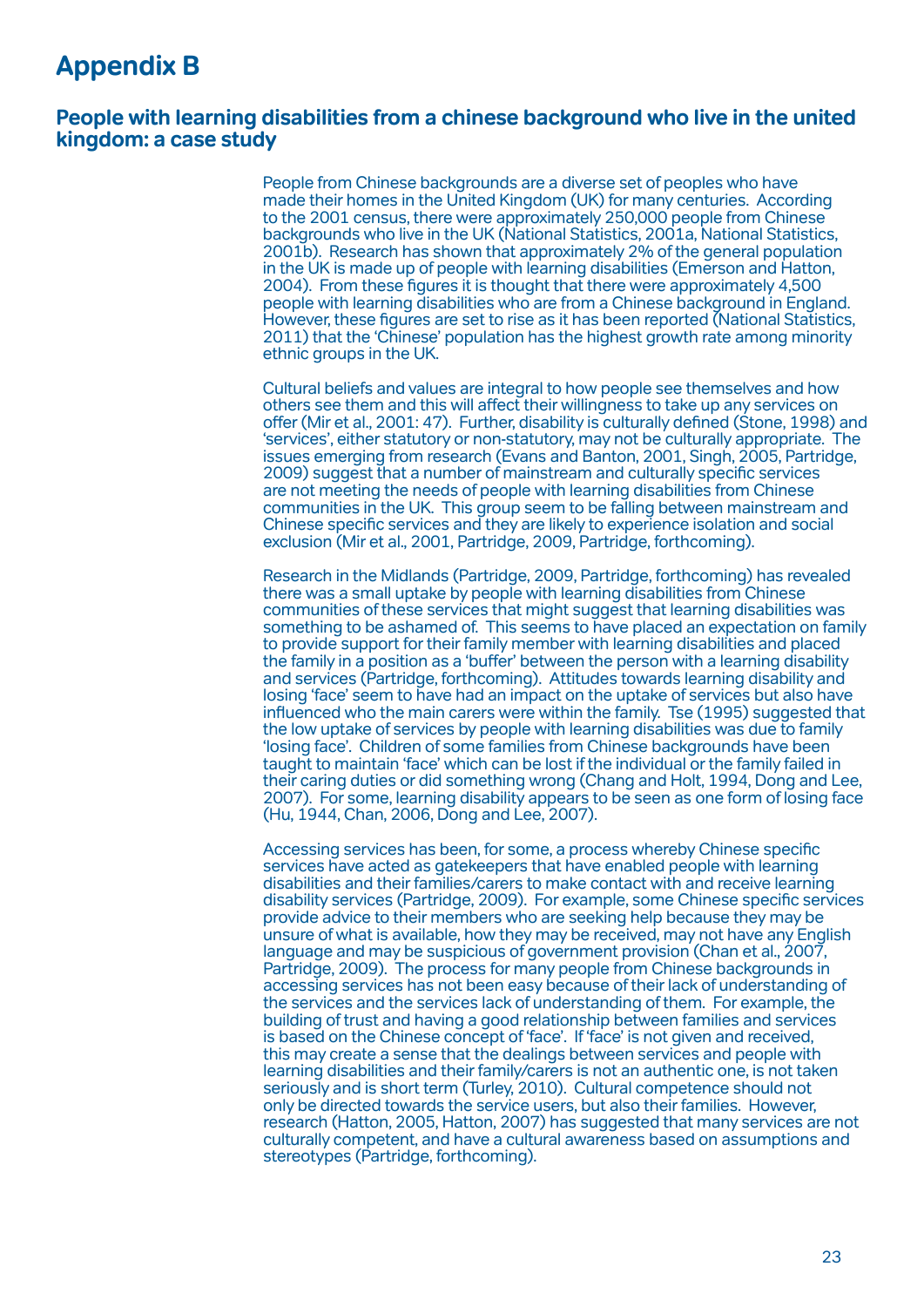# Appendix B

## People with learning disabilities from a chinese background who live in the united kingdom: a case study

People from Chinese backgrounds are a diverse set of peoples who have made their homes in the United Kingdom (UK) for many centuries. According to the 2001 census, there were approximately 250,000 people from Chinese backgrounds who live in the UK (National Statistics, 2001a, National Statistics, 2001b). Research has shown that approximately 2% of the general population in the UK is made up of people with learning disabilities (Emerson and Hatton, 2004). From these figures it is thought that there were approximately 4,500 people with learning disabilities who are from a Chinese background in England. However, these figures are set to rise as it has been reported (National Statistics, 2011) that the 'Chinese' population has the highest growth rate among minority ethnic groups in the UK.

Cultural beliefs and values are integral to how people see themselves and how others see them and this will affect their willingness to take up any services on offer (Mir et al., 2001: 47). Further, disability is culturally defined (Stone, 1998) and 'services', either statutory or non-statutory, may not be culturally appropriate. The issues emerging from research (Evans and Banton, 2001, Singh, 2005, Partridge, 2009) suggest that a number of mainstream and culturally specific services are not meeting the needs of people with learning disabilities from Chinese communities in the UK. This group seem to be falling between mainstream and Chinese specific services and they are likely to experience isolation and social exclusion (Mir et al., 2001, Partridge, 2009, Partridge, forthcoming).

Research in the Midlands (Partridge, 2009, Partridge, forthcoming) has revealed there was a small uptake by people with learning disabilities from Chinese communities of these services that might suggest that learning disabilities was something to be ashamed of. This seems to have placed an expectation on family to provide support for their family member with learning disabilities and placed the family in a position as a 'buffer' between the person with a learning disability and services (Partridge, forthcoming). Attitudes towards learning disability and losing 'face' seem to have had an impact on the uptake of services but also have influenced who the main carers were within the family. Tse (1995) suggested that the low uptake of services by people with learning disabilities was due to family 'losing face'. Children of some families from Chinese backgrounds have been taught to maintain 'face' which can be lost if the individual or the family failed in their caring duties or did something wrong (Chang and Holt, 1994, Dong and Lee, 2007). For some, learning disability appears to be seen as one form of losing face (Hu, 1944, Chan, 2006, Dong and Lee, 2007).

Accessing services has been, for some, a process whereby Chinese specific services have acted as gatekeepers that have enabled people with learning disabilities and their families/carers to make contact with and receive learning disability services (Partridge, 2009). For example, some Chinese specific services provide advice to their members who are seeking help because they may be unsure of what is available, how they may be received, may not have any English language and may be suspicious of government provision (Chan et al., 2007, Partridge, 2009). The process for many people from Chinese backgrounds in accessing services has not been easy because of their lack of understanding of the services and the services lack of understanding of them. For example, the building of trust and having a good relationship between families and services is based on the Chinese concept of 'face'. If 'face' is not given and received, this may create a sense that the dealings between services and people with learning disabilities and their family/carers is not an authentic one, is not taken seriously and is short term (Turley, 2010). Cultural competence should not only be directed towards the service users, but also their families. However, research (Hatton, 2005, Hatton, 2007) has suggested that many services are not culturally competent, and have a cultural awareness based on assumptions and stereotypes (Partridge, forthcoming).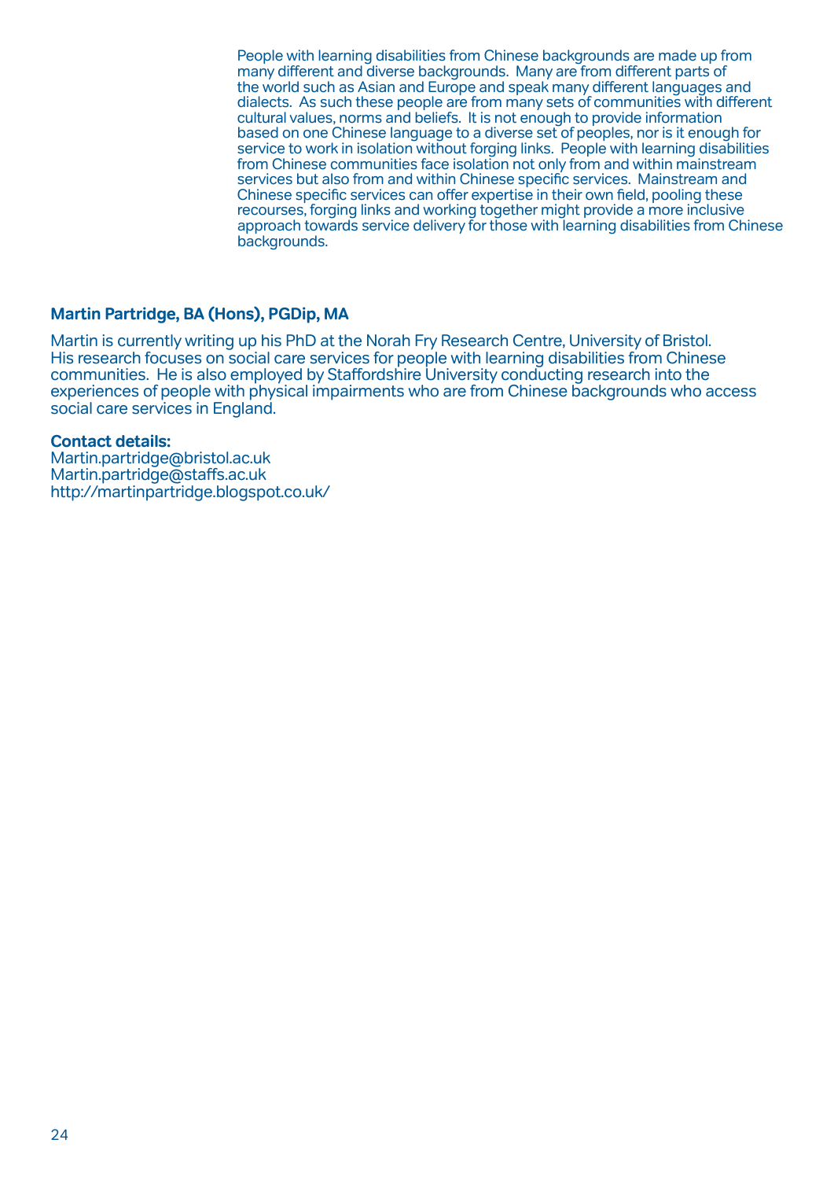People with learning disabilities from Chinese backgrounds are made up from many different and diverse backgrounds. Many are from different parts of the world such as Asian and Europe and speak many different languages and dialects. As such these people are from many sets of communities with different cultural values, norms and beliefs. It is not enough to provide information based on one Chinese language to a diverse set of peoples, nor is it enough for service to work in isolation without forging links. People with learning disabilities from Chinese communities face isolation not only from and within mainstream services but also from and within Chinese specific services. Mainstream and Chinese specific services can offer expertise in their own field, pooling these recourses, forging links and working together might provide a more inclusive approach towards service delivery for those with learning disabilities from Chinese backgrounds.

**Martin Partridge, BA (Hons), PGDip, MA**

Martin is currently writing up his PhD at the Norah Fry Research Centre, University of Bristol. His research focuses on social care services for people with learning disabilities from Chinese communities. He is also employed by Staffordshire University conducting research into the experiences of people with physical impairments who are from Chinese backgrounds who access social care services in England.

**Contact details:**
Martin.partridge@bristol.ac.uk
Martin.partridge@staffs.ac.uk
http://martinpartridge.blogspot.co.uk/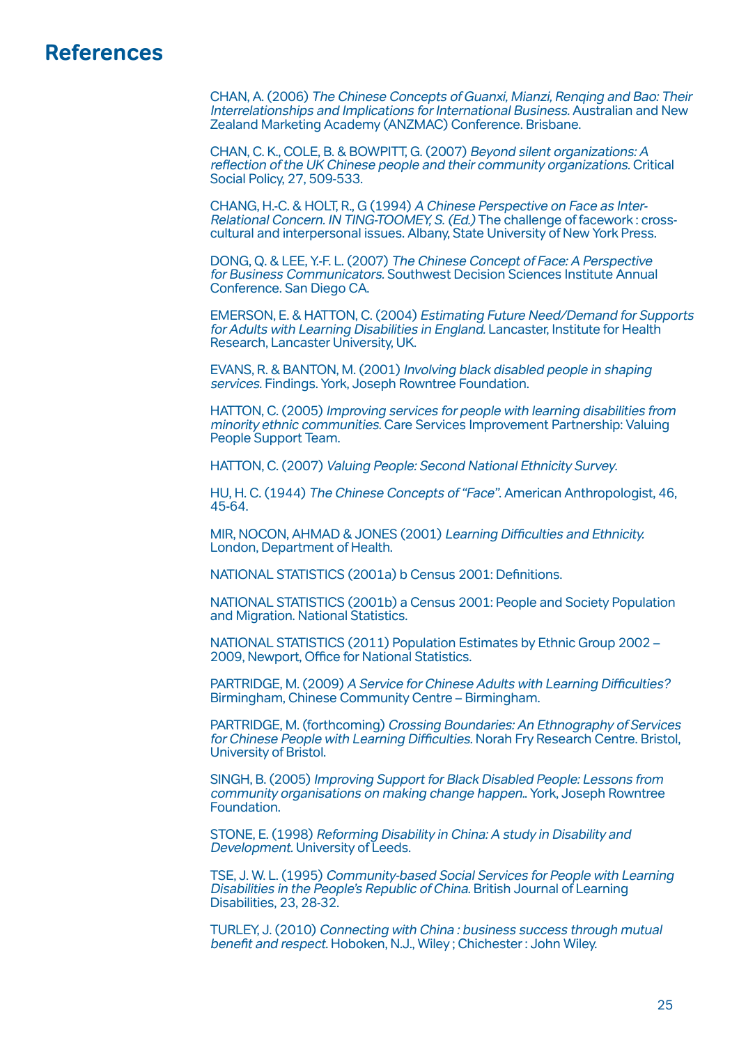# References

CHAN, A. (2006) *The Chinese Concepts of Guanxi, Mianzi, Renqing and Bao: Their Interrelationships and Implications for International Business.* Australian and New Zealand Marketing Academy (ANZMAC) Conference. Brisbane.

CHAN, C. K., COLE, B. & BOWPITT, G. (2007) *Beyond silent organizations: A reflection of the UK Chinese people and their community organizations.* Critical Social Policy, 27, 509-533.

CHANG, H.-C. & HOLT, R., G (1994) *A Chinese Perspective on Face as Inter-Relational Concern. IN TING-TOOMEY, S. (Ed.)* The challenge of facework : cross-cultural and interpersonal issues. Albany, State University of New York Press.

DONG, Q. & LEE, Y.-F. L. (2007) *The Chinese Concept of Face: A Perspective for Business Communicators.* Southwest Decision Sciences Institute Annual Conference. San Diego CA.

EMERSON, E. & HATTON, C. (2004) *Estimating Future Need/Demand for Supports for Adults with Learning Disabilities in England.* Lancaster, Institute for Health Research, Lancaster University, UK.

EVANS, R. & BANTON, M. (2001) *Involving black disabled people in shaping services.* Findings. York, Joseph Rowntree Foundation.

HATTON, C. (2005) *Improving services for people with learning disabilities from minority ethnic communities.* Care Services Improvement Partnership: Valuing People Support Team.

HATTON, C. (2007) *Valuing People: Second National Ethnicity Survey.*

HU, H. C. (1944) *The Chinese Concepts of "Face".* American Anthropologist, 46, 45-64.

MIR, NOCON, AHMAD & JONES (2001) *Learning Difficulties and Ethnicity.* London, Department of Health.

NATIONAL STATISTICS (2001a) b Census 2001: Definitions.

NATIONAL STATISTICS (2001b) a Census 2001: People and Society Population and Migration. National Statistics.

NATIONAL STATISTICS (2011) Population Estimates by Ethnic Group 2002 – 2009, Newport, Office for National Statistics.

PARTRIDGE, M. (2009) *A Service for Chinese Adults with Learning Difficulties?* Birmingham, Chinese Community Centre – Birmingham.

PARTRIDGE, M. (forthcoming) *Crossing Boundaries: An Ethnography of Services for Chinese People with Learning Difficulties.* Norah Fry Research Centre. Bristol, University of Bristol.

SINGH, B. (2005) *Improving Support for Black Disabled People: Lessons from community organisations on making change happen..* York, Joseph Rowntree Foundation.

STONE, E. (1998) *Reforming Disability in China: A study in Disability and Development.* University of Leeds.

TSE, J. W. L. (1995) *Community-based Social Services for People with Learning Disabilities in the People's Republic of China.* British Journal of Learning Disabilities, 23, 28-32.

TURLEY, J. (2010) *Connecting with China : business success through mutual benefit and respect.* Hoboken, N.J., Wiley ; Chichester : John Wiley.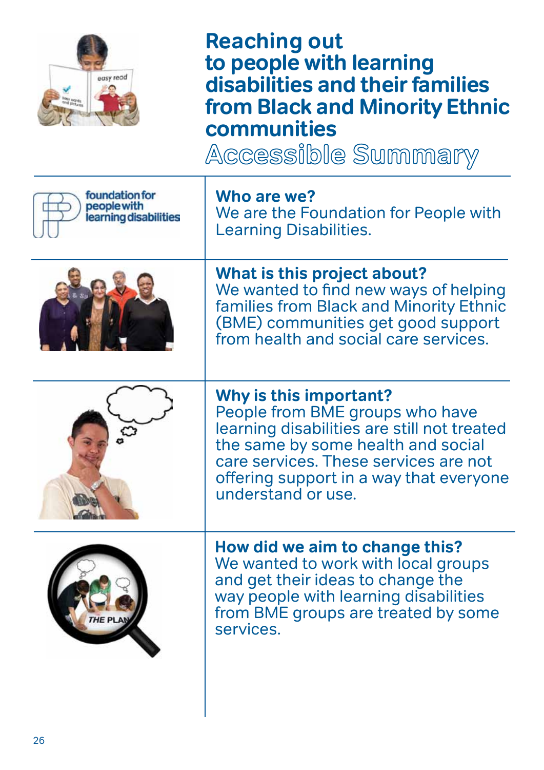# Reaching out to people with learning disabilities and their families from Black and Minority Ethnic communities

## Accessible Summary

**Who are we?**
We are the Foundation for People with Learning Disabilities.

**What is this project about?**
We wanted to find new ways of helping families from Black and Minority Ethnic (BME) communities get good support from health and social care services.

**Why is this important?**
People from BME groups who have learning disabilities are still not treated the same by some health and social care services. These services are not offering support in a way that everyone understand or use.

**How did we aim to change this?**
We wanted to work with local groups and get their ideas to change the way people with learning disabilities from BME groups are treated by some services.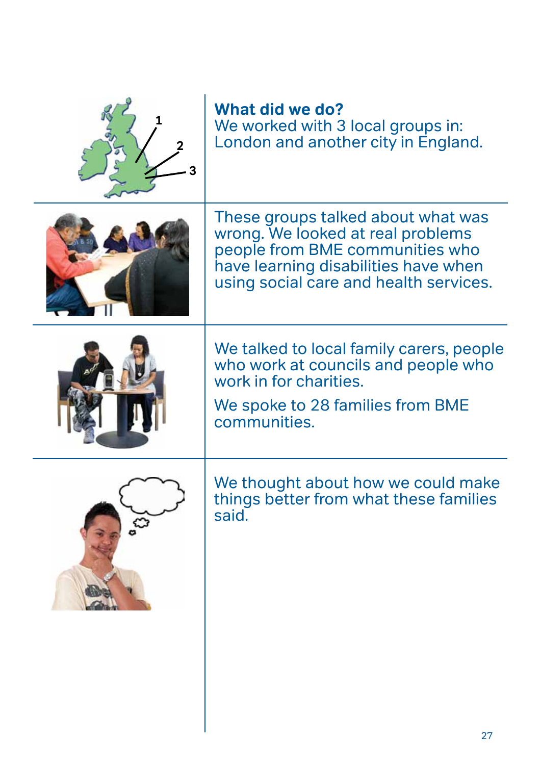## What did we do?

We worked with 3 local groups in: London and another city in England.

These groups talked about what was wrong. We looked at real problems people from BME communities who have learning disabilities have when using social care and health services.

We talked to local family carers, people who work at councils and people who work in for charities.

We spoke to 28 families from BME communities.

We thought about how we could make things better from what these families said.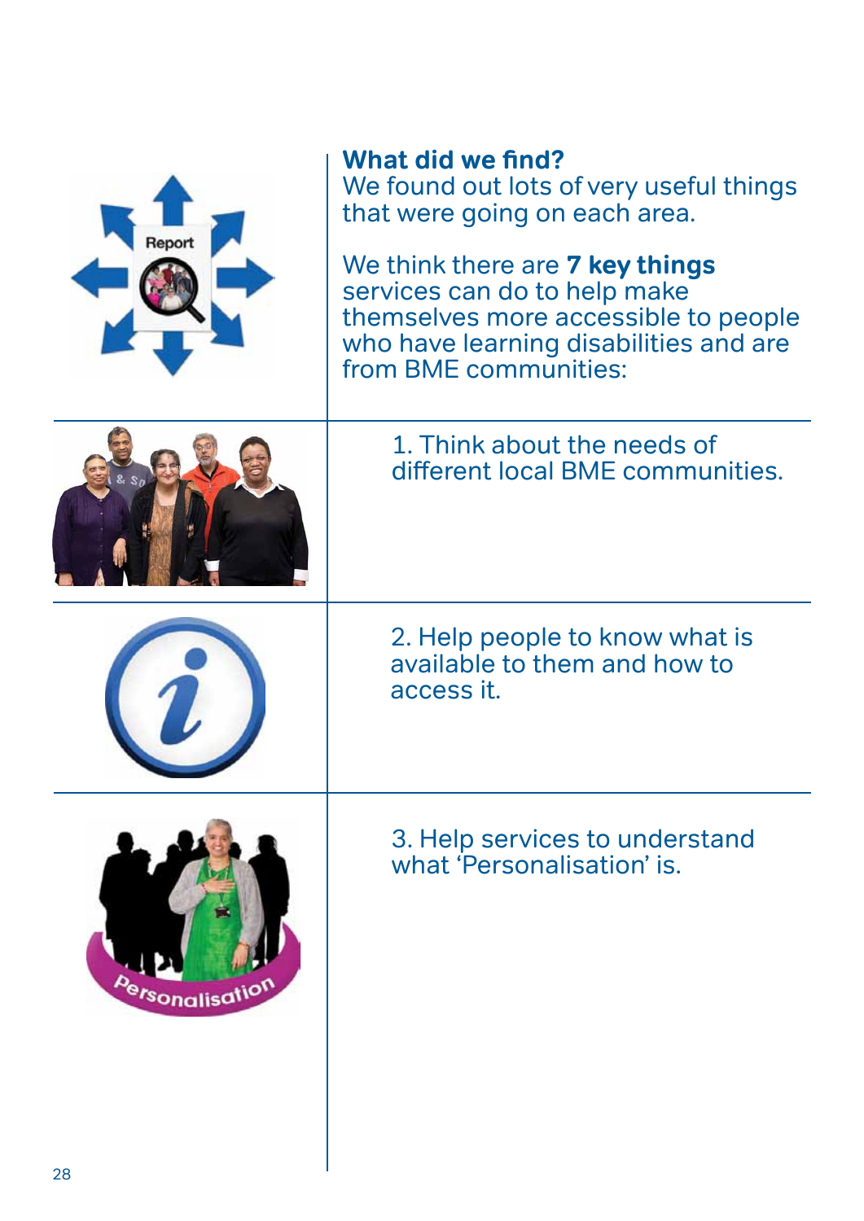## What did we find?

We found out lots of very useful things that were going on each area.

We think there are **7 key things** services can do to help make themselves more accessible to people who have learning disabilities and are from BME communities:

1. Think about the needs of different local BME communities.

2. Help people to know what is available to them and how to access it.

3. Help services to understand what 'Personalisation' is.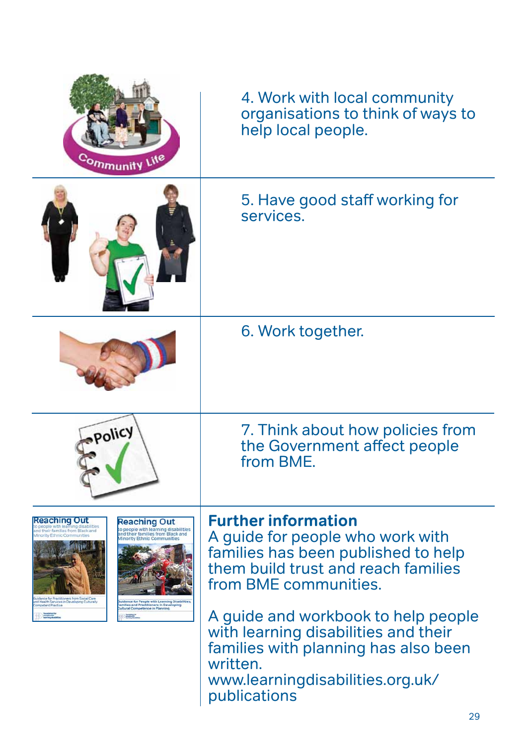4. Work with local community organisations to think of ways to help local people.

5. Have good staff working for services.

6. Work together.

7. Think about how policies from the Government affect people from BME.

**Further information**

A guide for people who work with families has been published to help them build trust and reach families from BME communities.

A guide and workbook to help people with learning disabilities and their families with planning has also been written.
www.learningdisabilities.org.uk/publications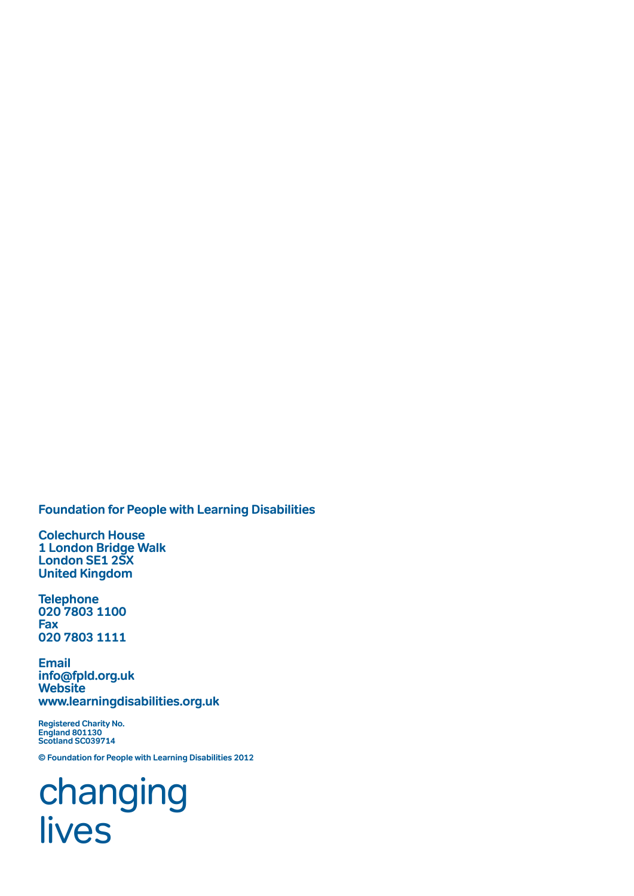**Foundation for People with Learning Disabilities**

**Colechurch House**
**1 London Bridge Walk**
**London SE1 2SX**
**United Kingdom**

**Telephone**
**020 7803 1100**
**Fax**
**020 7803 1111**

**Email**
**info@fpld.org.uk**
**Website**
**www.learningdisabilities.org.uk**

**Registered Charity No.**
**England 801130**
**Scotland SC039714**

**© Foundation for People with Learning Disabilities 2012**

changing
lives